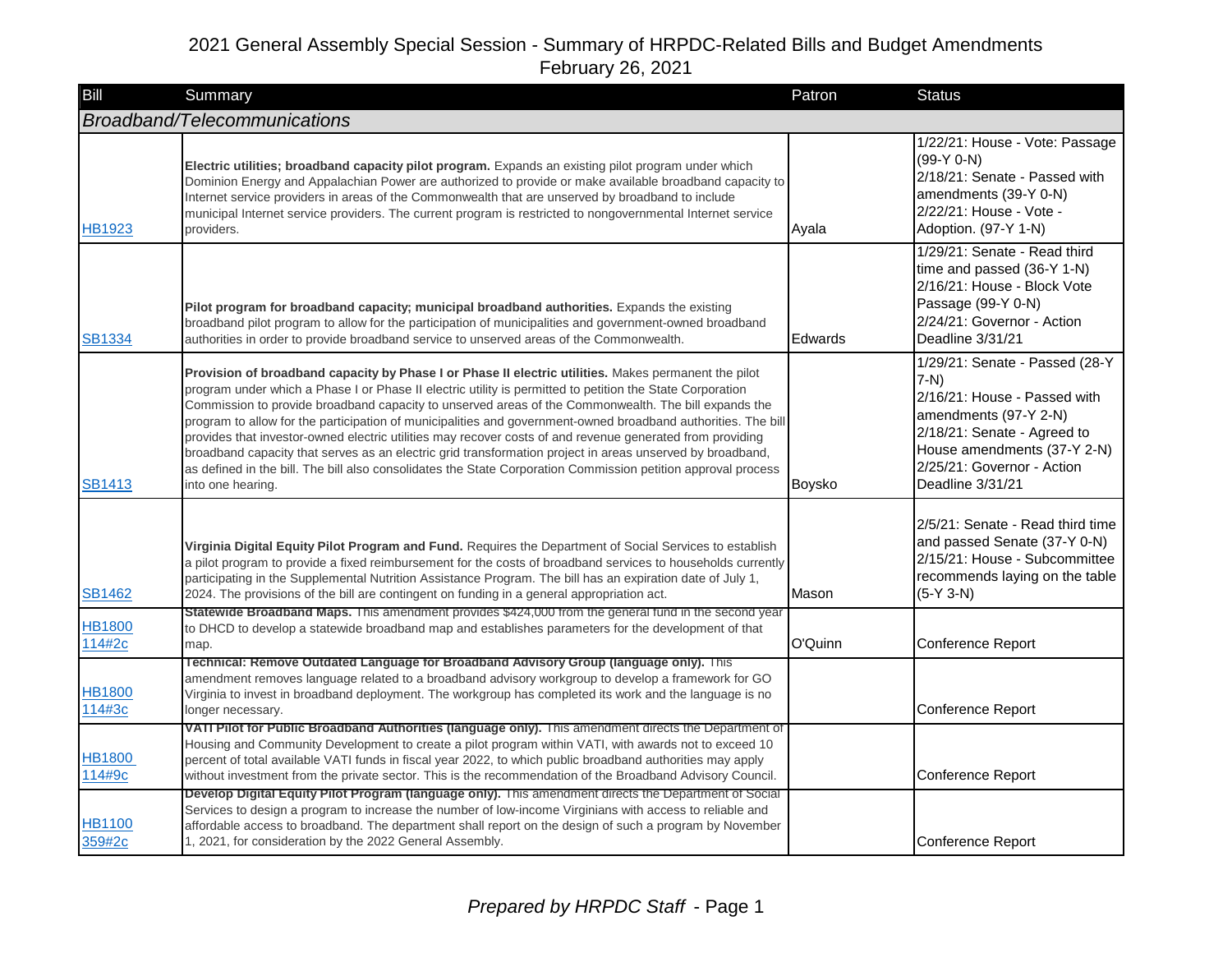# 2021 General Assembly Special Session - Summary of HRPDC-Related Bills and Budget Amendments

February 26, 2021

| Bill | Summary | Patron | Status |
|---|---|---|---|
| *Broadband/Telecommunications* | | | |
| HB1923 | **Electric utilities; broadband capacity pilot program.** Expands an existing pilot program under which Dominion Energy and Appalachian Power are authorized to provide or make available broadband capacity to Internet service providers in areas of the Commonwealth that are unserved by broadband to include municipal Internet service providers. The current program is restricted to nongovernmental Internet service providers. | Ayala | 1/22/21: House - Vote: Passage (99-Y 0-N)<br>2/18/21: Senate - Passed with amendments (39-Y 0-N)<br>2/22/21: House - Vote - Adoption. (97-Y 1-N) |
| SB1334 | **Pilot program for broadband capacity; municipal broadband authorities.** Expands the existing broadband pilot program to allow for the participation of municipalities and government-owned broadband authorities in order to provide broadband service to unserved areas of the Commonwealth. | Edwards | 1/29/21: Senate - Read third time and passed (36-Y 1-N)<br>2/16/21: House - Block Vote Passage (99-Y 0-N)<br>2/24/21: Governor - Action Deadline 3/31/21 |
| SB1413 | **Provision of broadband capacity by Phase I or Phase II electric utilities.** Makes permanent the pilot program under which a Phase I or Phase II electric utility is permitted to petition the State Corporation Commission to provide broadband capacity to unserved areas of the Commonwealth. The bill expands the program to allow for the participation of municipalities and government-owned broadband authorities. The bill provides that investor-owned electric utilities may recover costs of and revenue generated from providing broadband capacity that serves as an electric grid transformation project in areas unserved by broadband, as defined in the bill. The bill also consolidates the State Corporation Commission petition approval process into one hearing. | Boysko | 1/29/21: Senate - Passed (28-Y 7-N)<br>2/16/21: House - Passed with amendments (97-Y 2-N)<br>2/18/21: Senate - Agreed to House amendments (37-Y 2-N)<br>2/25/21: Governor - Action Deadline 3/31/21 |
| SB1462 | **Virginia Digital Equity Pilot Program and Fund.** Requires the Department of Social Services to establish a pilot program to provide a fixed reimbursement for the costs of broadband services to households currently participating in the Supplemental Nutrition Assistance Program. The bill has an expiration date of July 1, 2024. The provisions of the bill are contingent on funding in a general appropriation act. | Mason | 2/5/21: Senate - Read third time and passed Senate (37-Y 0-N)<br>2/15/21: House - Subcommittee recommends laying on the table (5-Y 3-N) |
| HB1800 114#2c | **Statewide Broadband Maps.** This amendment provides $424,000 from the general fund in the second year to DHCD to develop a statewide broadband map and establishes parameters for the development of that map. | O'Quinn | Conference Report |
| HB1800 114#3c | **Technical: Remove Outdated Language for Broadband Advisory Group (language only).** This amendment removes language related to a broadband advisory workgroup to develop a framework for GO Virginia to invest in broadband deployment. The workgroup has completed its work and the language is no longer necessary. | | Conference Report |
| HB1800 114#9c | **VATI Pilot for Public Broadband Authorities (language only).** This amendment directs the Department of Housing and Community Development to create a pilot program within VATI, with awards not to exceed 10 percent of total available VATI funds in fiscal year 2022, to which public broadband authorities may apply without investment from the private sector. This is the recommendation of the Broadband Advisory Council. | | Conference Report |
| HB1100 359#2c | **Develop Digital Equity Pilot Program (language only).** This amendment directs the Department of Social Services to design a program to increase the number of low-income Virginians with access to reliable and affordable access to broadband. The department shall report on the design of such a program by November 1, 2021, for consideration by the 2022 General Assembly. | | Conference Report |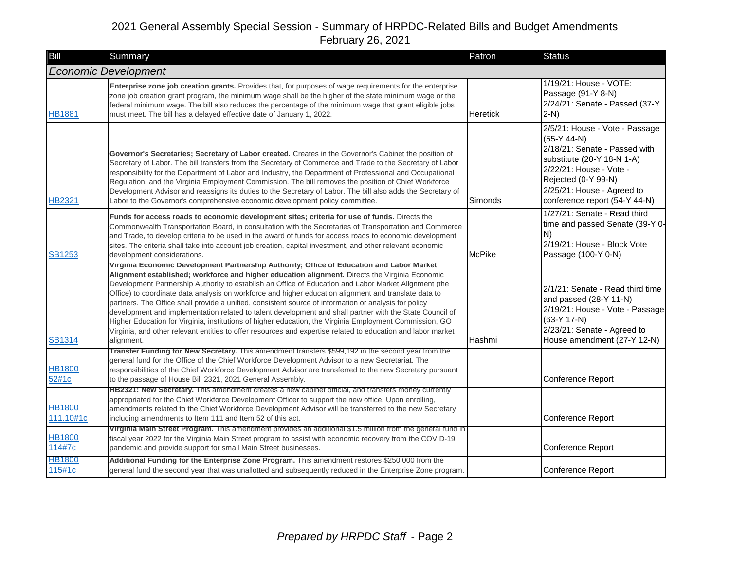# 2021 General Assembly Special Session - Summary of HRPDC-Related Bills and Budget Amendments

February 26, 2021

| Bill | Summary | Patron | Status |
|---|---|---|---|
| ***Economic Development*** | | | |
| HB1881 | **Enterprise zone job creation grants.** Provides that, for purposes of wage requirements for the enterprise zone job creation grant program, the minimum wage shall be the higher of the state minimum wage or the federal minimum wage. The bill also reduces the percentage of the minimum wage that grant eligible jobs must meet. The bill has a delayed effective date of January 1, 2022. | Heretick | 1/19/21: House - VOTE: Passage (91-Y 8-N)<br>2/24/21: Senate - Passed (37-Y 2-N) |
| HB2321 | **Governor's Secretaries; Secretary of Labor created.** Creates in the Governor's Cabinet the position of Secretary of Labor. The bill transfers from the Secretary of Commerce and Trade to the Secretary of Labor responsibility for the Department of Labor and Industry, the Department of Professional and Occupational Regulation, and the Virginia Employment Commission. The bill removes the position of Chief Workforce Development Advisor and reassigns its duties to the Secretary of Labor. The bill also adds the Secretary of Labor to the Governor's comprehensive economic development policy committee. | Simonds | 2/5/21: House - Vote - Passage (55-Y 44-N)<br>2/18/21: Senate - Passed with substitute (20-Y 18-N 1-A)<br>2/22/21: House - Vote - Rejected (0-Y 99-N)<br>2/25/21: House - Agreed to conference report (54-Y 44-N) |
| SB1253 | **Funds for access roads to economic development sites; criteria for use of funds.** Directs the Commonwealth Transportation Board, in consultation with the Secretaries of Transportation and Commerce and Trade, to develop criteria to be used in the award of funds for access roads to economic development sites. The criteria shall take into account job creation, capital investment, and other relevant economic development considerations. | McPike | 1/27/21: Senate - Read third time and passed Senate (39-Y 0-N)<br>2/19/21: House - Block Vote Passage (100-Y 0-N) |
| SB1314 | **Virginia Economic Development Partnership Authority; Office of Education and Labor Market Alignment established; workforce and higher education alignment.** Directs the Virginia Economic Development Partnership Authority to establish an Office of Education and Labor Market Alignment (the Office) to coordinate data analysis on workforce and higher education alignment and translate data to partners. The Office shall provide a unified, consistent source of information or analysis for policy development and implementation related to talent development and shall partner with the State Council of Higher Education for Virginia, institutions of higher education, the Virginia Employment Commission, GO Virginia, and other relevant entities to offer resources and expertise related to education and labor market alignment. | Hashmi | 2/1/21: Senate - Read third time and passed (28-Y 11-N)<br>2/19/21: House - Vote - Passage (63-Y 17-N)<br>2/23/21: Senate - Agreed to House amendment (27-Y 12-N) |
| HB1800 52#1c | **Transfer Funding for New Secretary.** This amendment transfers $599,192 in the second year from the general fund for the Office of the Chief Workforce Development Advisor to a new Secretariat. The responsibilities of the Chief Workforce Development Advisor are transferred to the new Secretary pursuant to the passage of House Bill 2321, 2021 General Assembly. | | Conference Report |
| HB1800 111.10#1c | **HB2321: New Secretary.** This amendment creates a new cabinet official, and transfers money currently appropriated for the Chief Workforce Development Officer to support the new office. Upon enrolling, amendments related to the Chief Workforce Development Advisor will be transferred to the new Secretary including amendments to Item 111 and Item 52 of this act. | | Conference Report |
| HB1800 114#7c | **Virginia Main Street Program.** This amendment provides an additional $1.5 million from the general fund in fiscal year 2022 for the Virginia Main Street program to assist with economic recovery from the COVID-19 pandemic and provide support for small Main Street businesses. | | Conference Report |
| HB1800 115#1c | **Additional Funding for the Enterprise Zone Program.** This amendment restores $250,000 from the general fund the second year that was unallotted and subsequently reduced in the Enterprise Zone program. | | Conference Report |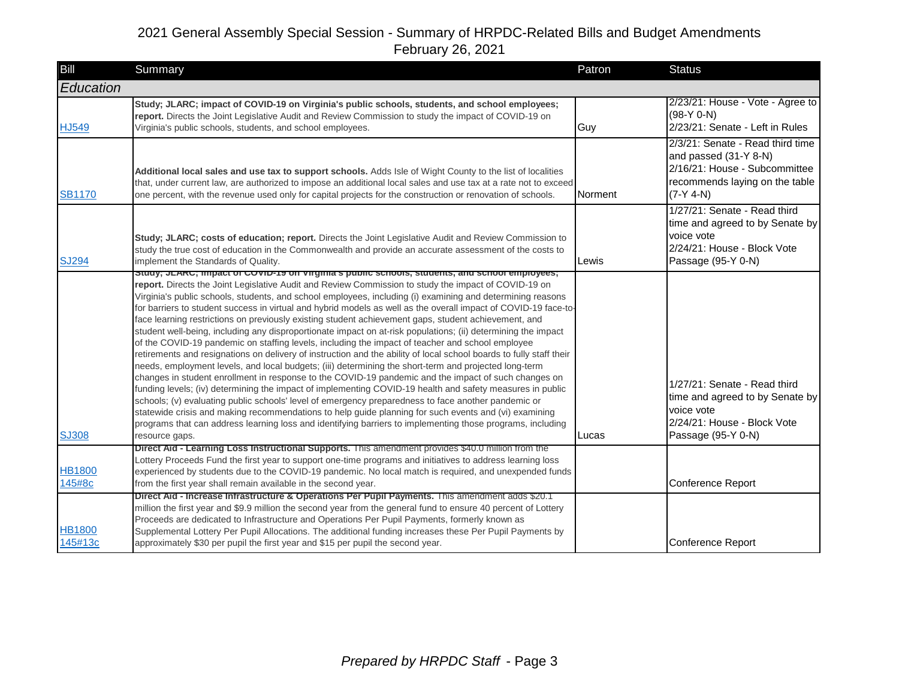2021 General Assembly Special Session - Summary of HRPDC-Related Bills and Budget Amendments
February 26, 2021

| Bill | Summary | Patron | Status |
|---|---|---|---|
| ***Education*** | | | |
| HJ549 | **Study; JLARC; impact of COVID-19 on Virginia's public schools, students, and school employees; report.** Directs the Joint Legislative Audit and Review Commission to study the impact of COVID-19 on Virginia's public schools, students, and school employees. | Guy | 2/23/21: House - Vote - Agree to (98-Y 0-N)<br>2/23/21: Senate - Left in Rules |
| SB1170 | **Additional local sales and use tax to support schools.** Adds Isle of Wight County to the list of localities that, under current law, are authorized to impose an additional local sales and use tax at a rate not to exceed one percent, with the revenue used only for capital projects for the construction or renovation of schools. | Norment | 2/3/21: Senate - Read third time and passed (31-Y 8-N)<br>2/16/21: House - Subcommittee recommends laying on the table (7-Y 4-N) |
| SJ294 | **Study; JLARC; costs of education; report.** Directs the Joint Legislative Audit and Review Commission to study the true cost of education in the Commonwealth and provide an accurate assessment of the costs to implement the Standards of Quality. | Lewis | 1/27/21: Senate - Read third time and agreed to by Senate by voice vote<br>2/24/21: House - Block Vote Passage (95-Y 0-N) |
| SJ308 | **Study; JLARC; impact of COVID-19 on Virginia's public schools, students, and school employees; report.** Directs the Joint Legislative Audit and Review Commission to study the impact of COVID-19 on Virginia's public schools, students, and school employees, including (i) examining and determining reasons for barriers to student success in virtual and hybrid models as well as the overall impact of COVID-19 face-to-face learning restrictions on previously existing student achievement gaps, student achievement, and student well-being, including any disproportionate impact on at-risk populations; (ii) determining the impact of the COVID-19 pandemic on staffing levels, including the impact of teacher and school employee retirements and resignations on delivery of instruction and the ability of local school boards to fully staff their needs, employment levels, and local budgets; (iii) determining the short-term and projected long-term changes in student enrollment in response to the COVID-19 pandemic and the impact of such changes on funding levels; (iv) determining the impact of implementing COVID-19 health and safety measures in public schools; (v) evaluating public schools' level of emergency preparedness to face another pandemic or statewide crisis and making recommendations to help guide planning for such events and (vi) examining programs that can address learning loss and identifying barriers to implementing those programs, including resource gaps. | Lucas | 1/27/21: Senate - Read third time and agreed to by Senate by voice vote<br>2/24/21: House - Block Vote Passage (95-Y 0-N) |
| HB1800 145#8c | **Direct Aid - Learning Loss Instructional Supports.** This amendment provides $40.0 million from the Lottery Proceeds Fund the first year to support one-time programs and initiatives to address learning loss experienced by students due to the COVID-19 pandemic. No local match is required, and unexpended funds from the first year shall remain available in the second year. | | Conference Report |
| HB1800 145#13c | **Direct Aid - Increase Infrastructure & Operations Per Pupil Payments.** This amendment adds $20.1 million the first year and $9.9 million the second year from the general fund to ensure 40 percent of Lottery Proceeds are dedicated to Infrastructure and Operations Per Pupil Payments, formerly known as Supplemental Lottery Per Pupil Allocations. The additional funding increases these Per Pupil Payments by approximately $30 per pupil the first year and $15 per pupil the second year. | | Conference Report |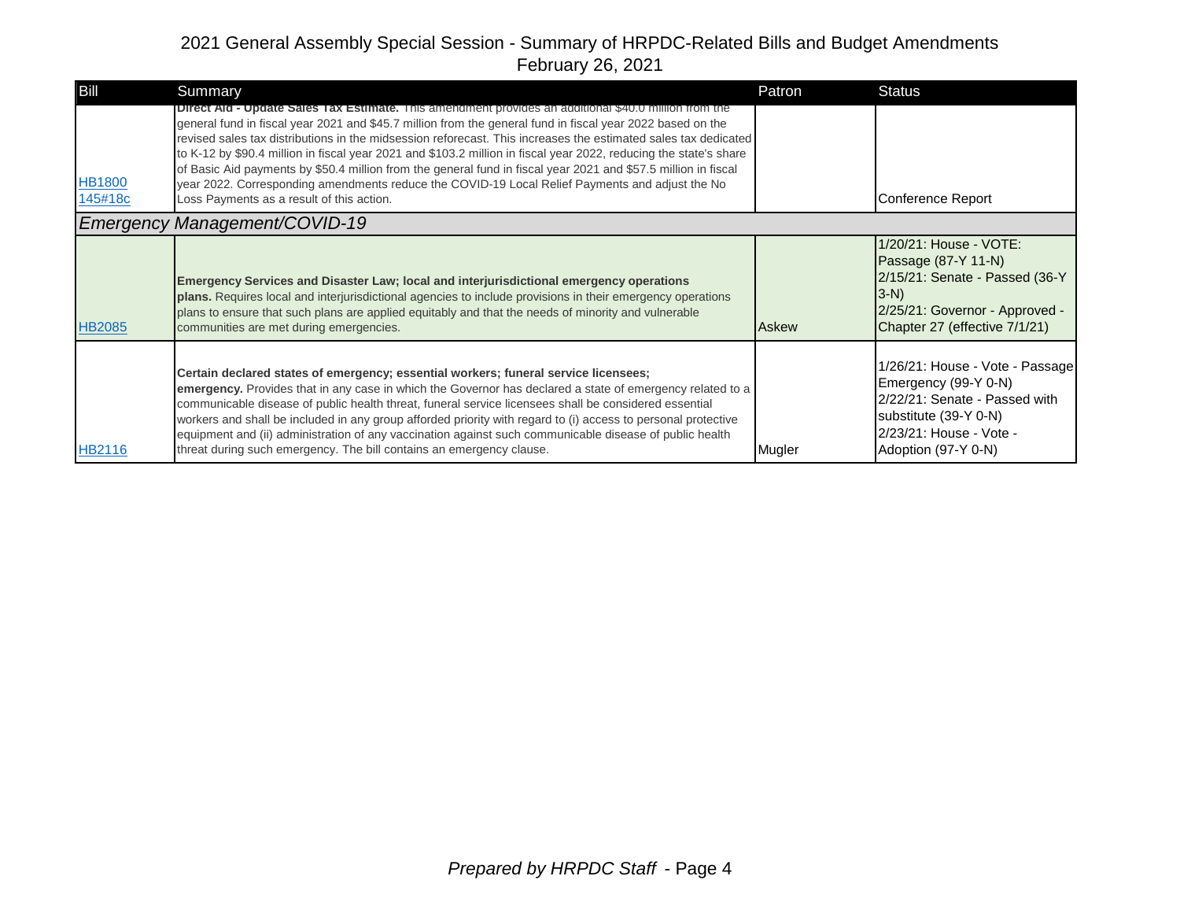## 2021 General Assembly Special Session - Summary of HRPDC-Related Bills and Budget Amendments
February 26, 2021

| Bill | Summary | Patron | Status |
|---|---|---|---|
| HB1800 145#18c | **Direct Aid - Update Sales Tax Estimate.** This amendment provides an additional $40.0 million from the general fund in fiscal year 2021 and $45.7 million from the general fund in fiscal year 2022 based on the revised sales tax distributions in the midsession reforecast. This increases the estimated sales tax dedicated to K-12 by $90.4 million in fiscal year 2021 and $103.2 million in fiscal year 2022, reducing the state's share of Basic Aid payments by $50.4 million from the general fund in fiscal year 2021 and $57.5 million in fiscal year 2022. Corresponding amendments reduce the COVID-19 Local Relief Payments and adjust the No Loss Payments as a result of this action. | | Conference Report |
| *Emergency Management/COVID-19* | | | |
| HB2085 | **Emergency Services and Disaster Law; local and interjurisdictional emergency operations plans.** Requires local and interjurisdictional agencies to include provisions in their emergency operations plans to ensure that such plans are applied equitably and that the needs of minority and vulnerable communities are met during emergencies. | Askew | 1/20/21: House - VOTE: Passage (87-Y 11-N)<br>2/15/21: Senate - Passed (36-Y 3-N)<br>2/25/21: Governor - Approved - Chapter 27 (effective 7/1/21) |
| HB2116 | **Certain declared states of emergency; essential workers; funeral service licensees; emergency.** Provides that in any case in which the Governor has declared a state of emergency related to a communicable disease of public health threat, funeral service licensees shall be considered essential workers and shall be included in any group afforded priority with regard to (i) access to personal protective equipment and (ii) administration of any vaccination against such communicable disease of public health threat during such emergency. The bill contains an emergency clause. | Mugler | 1/26/21: House - Vote - Passage Emergency (99-Y 0-N)<br>2/22/21: Senate - Passed with substitute (39-Y 0-N)<br>2/23/21: House - Vote - Adoption (97-Y 0-N) |

*Prepared by HRPDC Staff*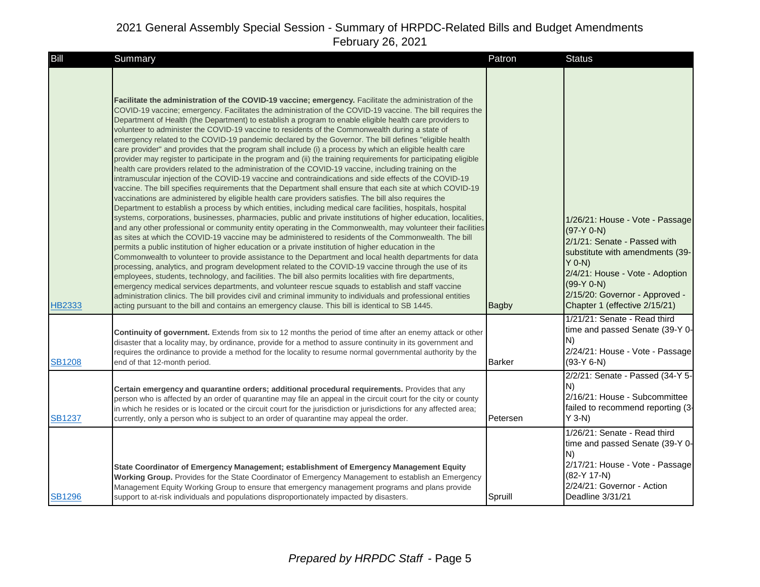# 2021 General Assembly Special Session - Summary of HRPDC-Related Bills and Budget Amendments

February 26, 2021

| Bill | Summary | Patron | Status |
|---|---|---|---|
| HB2333 | **Facilitate the administration of the COVID-19 vaccine; emergency.** Facilitate the administration of the COVID-19 vaccine; emergency. Facilitates the administration of the COVID-19 vaccine. The bill requires the Department of Health (the Department) to establish a program to enable eligible health care providers to volunteer to administer the COVID-19 vaccine to residents of the Commonwealth during a state of emergency related to the COVID-19 pandemic declared by the Governor. The bill defines "eligible health care provider" and provides that the program shall include (i) a process by which an eligible health care provider may register to participate in the program and (ii) the training requirements for participating eligible health care providers related to the administration of the COVID-19 vaccine, including training on the intramuscular injection of the COVID-19 vaccine and contraindications and side effects of the COVID-19 vaccine. The bill specifies requirements that the Department shall ensure that each site at which COVID-19 vaccinations are administered by eligible health care providers satisfies. The bill also requires the Department to establish a process by which entities, including medical care facilities, hospitals, hospital systems, corporations, businesses, pharmacies, public and private institutions of higher education, localities, and any other professional or community entity operating in the Commonwealth, may volunteer their facilities as sites at which the COVID-19 vaccine may be administered to residents of the Commonwealth. The bill permits a public institution of higher education or a private institution of higher education in the Commonwealth to volunteer to provide assistance to the Department and local health departments for data processing, analytics, and program development related to the COVID-19 vaccine through the use of its employees, students, technology, and facilities. The bill also permits localities with fire departments, emergency medical services departments, and volunteer rescue squads to establish and staff vaccine administration clinics. The bill provides civil and criminal immunity to individuals and professional entities acting pursuant to the bill and contains an emergency clause. This bill is identical to SB 1445. | Bagby | 1/26/21: House - Vote - Passage (97-Y 0-N)<br>2/1/21: Senate - Passed with substitute with amendments (39-Y 0-N)<br>2/4/21: House - Vote - Adoption (99-Y 0-N)<br>2/15/20: Governor - Approved - Chapter 1 (effective 2/15/21) |
| SB1208 | **Continuity of government.** Extends from six to 12 months the period of time after an enemy attack or other disaster that a locality may, by ordinance, provide for a method to assure continuity in its government and requires the ordinance to provide a method for the locality to resume normal governmental authority by the end of that 12-month period. | Barker | 1/21/21: Senate - Read third time and passed Senate (39-Y 0-N)<br>2/24/21: House - Vote - Passage (93-Y 6-N) |
| SB1237 | **Certain emergency and quarantine orders; additional procedural requirements.** Provides that any person who is affected by an order of quarantine may file an appeal in the circuit court for the city or county in which he resides or is located or the circuit court for the jurisdiction or jurisdictions for any affected area; currently, only a person who is subject to an order of quarantine may appeal the order. | Petersen | 2/2/21: Senate - Passed (34-Y 5-N)<br>2/16/21: House - Subcommittee failed to recommend reporting (3-Y 3-N) |
| SB1296 | **State Coordinator of Emergency Management; establishment of Emergency Management Equity Working Group.** Provides for the State Coordinator of Emergency Management to establish an Emergency Management Equity Working Group to ensure that emergency management programs and plans provide support to at-risk individuals and populations disproportionately impacted by disasters. | Spruill | 1/26/21: Senate - Read third time and passed Senate (39-Y 0-N)<br>2/17/21: House - Vote - Passage (82-Y 17-N)<br>2/24/21: Governor - Action Deadline 3/31/21 |

*Prepared by HRPDC Staff*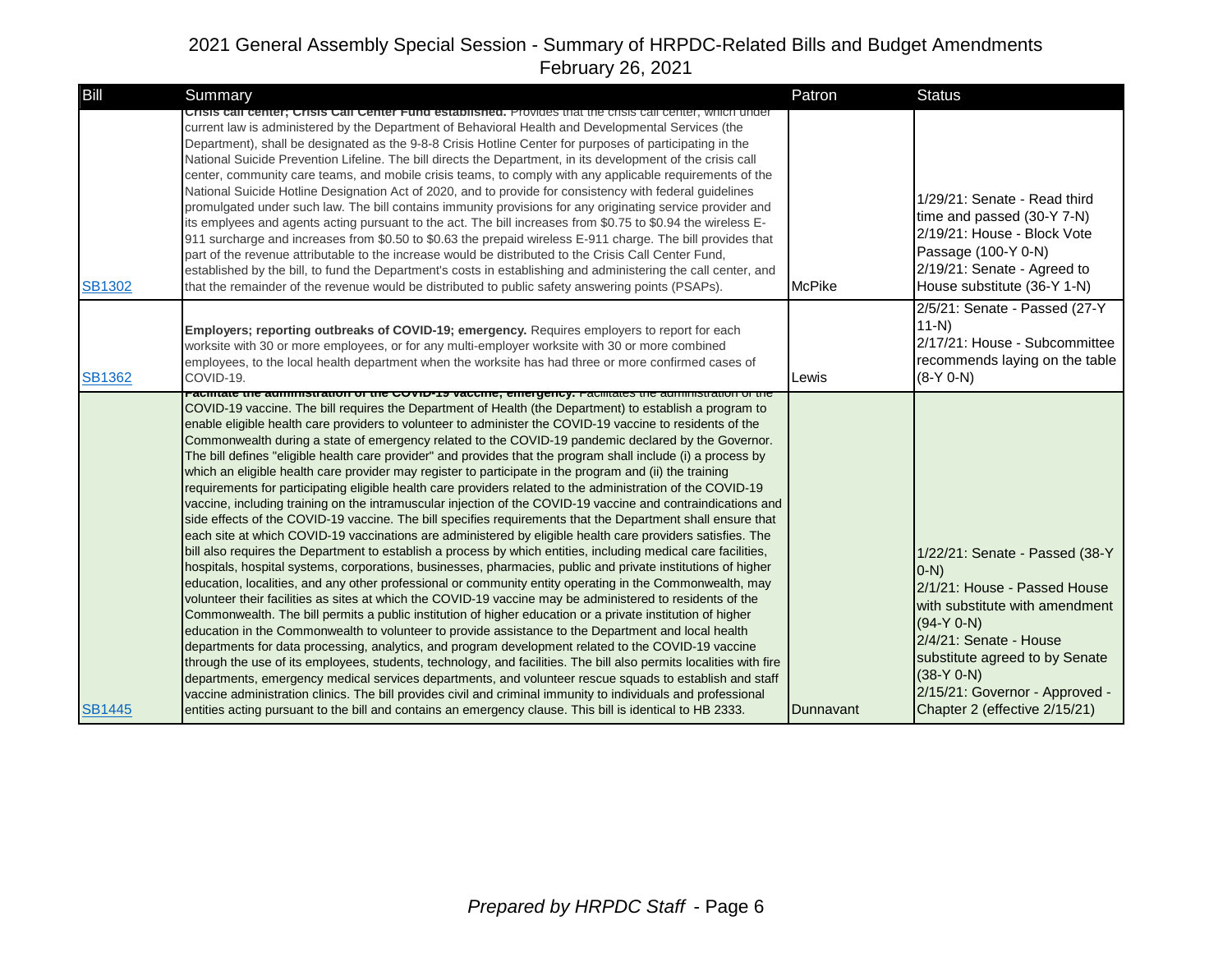2021 General Assembly Special Session - Summary of HRPDC-Related Bills and Budget Amendments
February 26, 2021

| Bill | Summary | Patron | Status |
|---|---|---|---|
| SB1302 | **Crisis call center; Crisis Call Center Fund established.** Provides that the crisis call center, which under current law is administered by the Department of Behavioral Health and Developmental Services (the Department), shall be designated as the 9-8-8 Crisis Hotline Center for purposes of participating in the National Suicide Prevention Lifeline. The bill directs the Department, in its development of the crisis call center, community care teams, and mobile crisis teams, to comply with any applicable requirements of the National Suicide Hotline Designation Act of 2020, and to provide for consistency with federal guidelines promulgated under such law. The bill contains immunity provisions for any originating service provider and its employees and agents acting pursuant to the act. The bill increases from \$0.75 to \$0.94 the wireless E-911 surcharge and increases from \$0.50 to \$0.63 the prepaid wireless E-911 charge. The bill provides that part of the revenue attributable to the increase would be distributed to the Crisis Call Center Fund, established by the bill, to fund the Department's costs in establishing and administering the call center, and that the remainder of the revenue would be distributed to public safety answering points (PSAPs). | McPike | 1/29/21: Senate - Read third time and passed (30-Y 7-N)<br>2/19/21: House - Block Vote Passage (100-Y 0-N)<br>2/19/21: Senate - Agreed to House substitute (36-Y 1-N) |
| SB1362 | **Employers; reporting outbreaks of COVID-19; emergency.** Requires employers to report for each worksite with 30 or more employees, or for any multi-employer worksite with 30 or more combined employees, to the local health department when the worksite has had three or more confirmed cases of COVID-19. | Lewis | 2/5/21: Senate - Passed (27-Y 11-N)<br>2/17/21: House - Subcommittee recommends laying on the table (8-Y 0-N) |
| SB1445 | **Facilitate the administration of the COVID-19 vaccine; emergency.** Facilitates the administration of the COVID-19 vaccine. The bill requires the Department of Health (the Department) to establish a program to enable eligible health care providers to volunteer to administer the COVID-19 vaccine to residents of the Commonwealth during a state of emergency related to the COVID-19 pandemic declared by the Governor. The bill defines "eligible health care provider" and provides that the program shall include (i) a process by which an eligible health care provider may register to participate in the program and (ii) the training requirements for participating eligible health care providers related to the administration of the COVID-19 vaccine, including training on the intramuscular injection of the COVID-19 vaccine and contraindications and side effects of the COVID-19 vaccine. The bill specifies requirements that the Department shall ensure that each site at which COVID-19 vaccinations are administered by eligible health care providers satisfies. The bill also requires the Department to establish a process by which entities, including medical care facilities, hospitals, hospital systems, corporations, businesses, pharmacies, public and private institutions of higher education, localities, and any other professional or community entity operating in the Commonwealth, may volunteer their facilities as sites at which the COVID-19 vaccine may be administered to residents of the Commonwealth. The bill permits a public institution of higher education or a private institution of higher education in the Commonwealth to volunteer to provide assistance to the Department and local health departments for data processing, analytics, and program development related to the COVID-19 vaccine through the use of its employees, students, technology, and facilities. The bill also permits localities with fire departments, emergency medical services departments, and volunteer rescue squads to establish and staff vaccine administration clinics. The bill provides civil and criminal immunity to individuals and professional entities acting pursuant to the bill and contains an emergency clause. This bill is identical to HB 2333. | Dunnavant | 1/22/21: Senate - Passed (38-Y 0-N)<br>2/1/21: House - Passed House with substitute with amendment (94-Y 0-N)<br>2/4/21: Senate - House substitute agreed to by Senate (38-Y 0-N)<br>2/15/21: Governor - Approved - Chapter 2 (effective 2/15/21) |

*Prepared by HRPDC Staff* - Page 6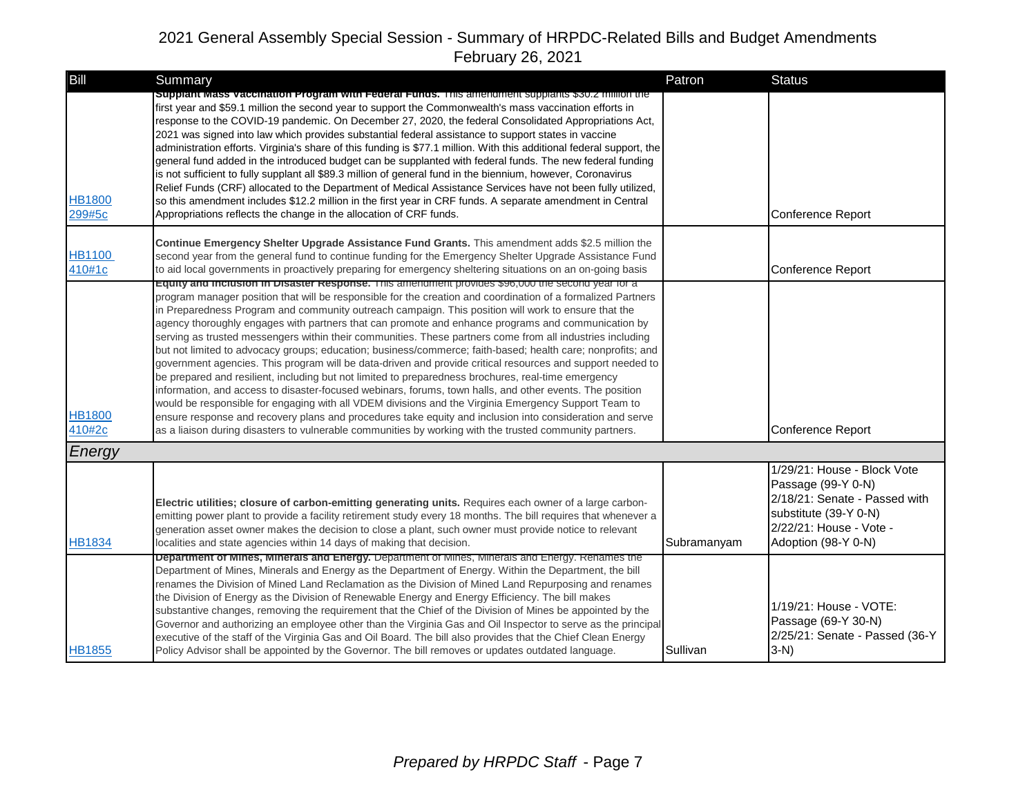# 2021 General Assembly Special Session - Summary of HRPDC-Related Bills and Budget Amendments
February 26, 2021

| Bill | Summary | Patron | Status |
|---|---|---|---|
| HB1800 299#5c | **Supplant Mass Vaccination Program with Federal Funds.** This amendment supplants $30.2 million the first year and $59.1 million the second year to support the Commonwealth's mass vaccination efforts in response to the COVID-19 pandemic. On December 27, 2020, the federal Consolidated Appropriations Act, 2021 was signed into law which provides substantial federal assistance to support states in vaccine administration efforts. Virginia's share of this funding is $77.1 million. With this additional federal support, the general fund added in the introduced budget can be supplanted with federal funds. The new federal funding is not sufficient to fully supplant all $89.3 million of general fund in the biennium, however, Coronavirus Relief Funds (CRF) allocated to the Department of Medical Assistance Services have not been fully utilized, so this amendment includes $12.2 million in the first year in CRF funds. A separate amendment in Central Appropriations reflects the change in the allocation of CRF funds. | | Conference Report |
| HB1100 410#1c | **Continue Emergency Shelter Upgrade Assistance Fund Grants.** This amendment adds $2.5 million the second year from the general fund to continue funding for the Emergency Shelter Upgrade Assistance Fund to aid local governments in proactively preparing for emergency sheltering situations on an on-going basis | | Conference Report |
| HB1800 410#2c | **Equity and Inclusion in Disaster Response.** This amendment provides $96,000 the second year for a program manager position that will be responsible for the creation and coordination of a formalized Partners in Preparedness Program and community outreach campaign. This position will work to ensure that the agency thoroughly engages with partners that can promote and enhance programs and communication by serving as trusted messengers within their communities. These partners come from all industries including but not limited to advocacy groups; education; business/commerce; faith-based; health care; nonprofits; and government agencies. This program will be data-driven and provide critical resources and support needed to be prepared and resilient, including but not limited to preparedness brochures, real-time emergency information, and access to disaster-focused webinars, forums, town halls, and other events. The position would be responsible for engaging with all VDEM divisions and the Virginia Emergency Support Team to ensure response and recovery plans and procedures take equity and inclusion into consideration and serve as a liaison during disasters to vulnerable communities by working with the trusted community partners. | | Conference Report |
| ***Energy*** | | | |
| HB1834 | **Electric utilities; closure of carbon-emitting generating units.** Requires each owner of a large carbon-emitting power plant to provide a facility retirement study every 18 months. The bill requires that whenever a generation asset owner makes the decision to close a plant, such owner must provide notice to relevant localities and state agencies within 14 days of making that decision. | Subramanyam | 1/29/21: House - Block Vote Passage (99-Y 0-N)<br>2/18/21: Senate - Passed with substitute (39-Y 0-N)<br>2/22/21: House - Vote - Adoption (98-Y 0-N) |
| HB1855 | **Department of Mines, Minerals and Energy.** Department of Mines, Minerals and Energy. Renames the Department of Mines, Minerals and Energy as the Department of Energy. Within the Department, the bill renames the Division of Mined Land Reclamation as the Division of Mined Land Repurposing and renames the Division of Energy as the Division of Renewable Energy and Energy Efficiency. The bill makes substantive changes, removing the requirement that the Chief of the Division of Mines be appointed by the Governor and authorizing an employee other than the Virginia Gas and Oil Inspector to serve as the principal executive of the staff of the Virginia Gas and Oil Board. The bill also provides that the Chief Clean Energy Policy Advisor shall be appointed by the Governor. The bill removes or updates outdated language. | Sullivan | 1/19/21: House - VOTE: Passage (69-Y 30-N)<br>2/25/21: Senate - Passed (36-Y 3-N) |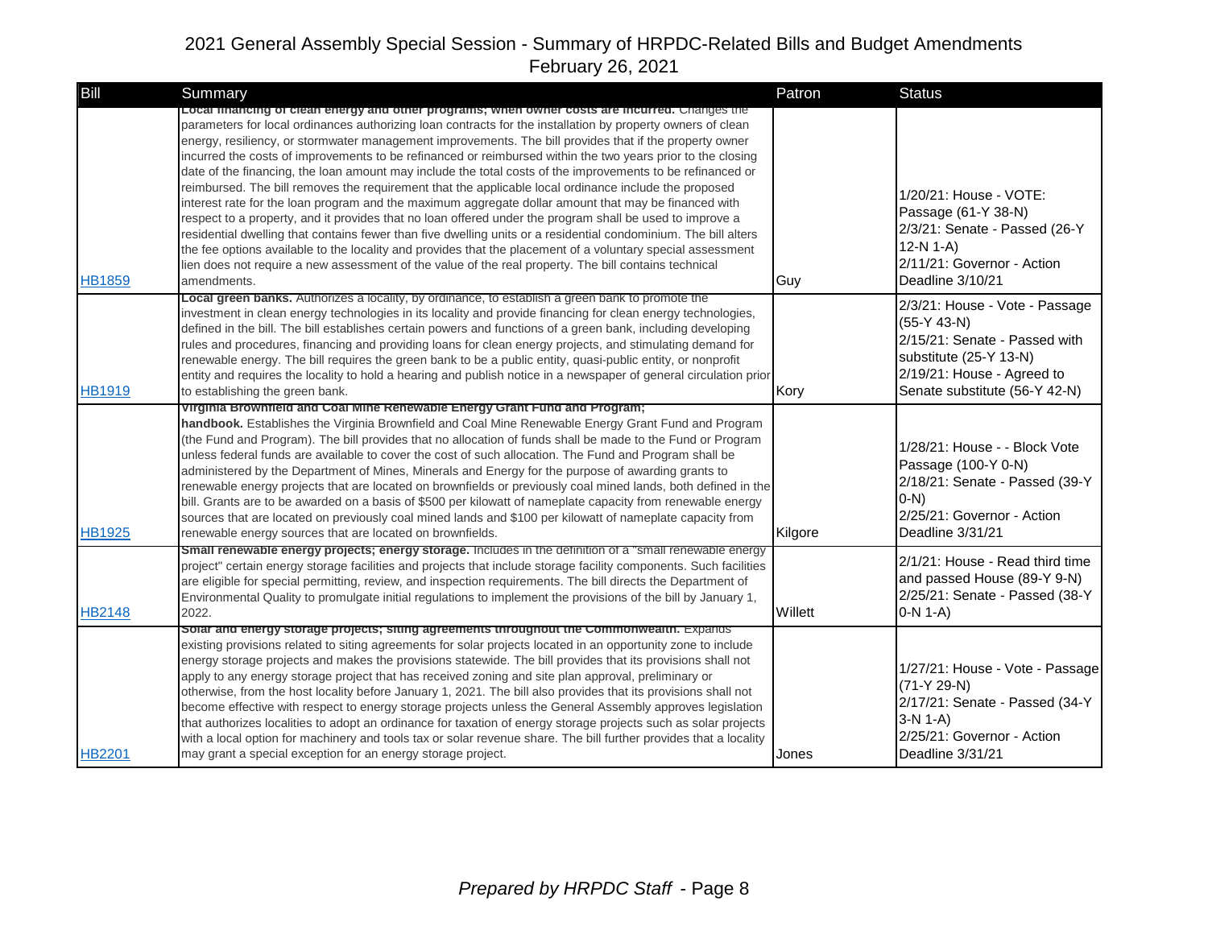# 2021 General Assembly Special Session - Summary of HRPDC-Related Bills and Budget Amendments
February 26, 2021

| Bill | Summary | Patron | Status |
|---|---|---|---|
| HB1859 | **Local financing of clean energy and other programs; when owner costs are incurred.** Changes the parameters for local ordinances authorizing loan contracts for the installation by property owners of clean energy, resiliency, or stormwater management improvements. The bill provides that if the property owner incurred the costs of improvements to be refinanced or reimbursed within the two years prior to the closing date of the financing, the loan amount may include the total costs of the improvements to be refinanced or reimbursed. The bill removes the requirement that the applicable local ordinance include the proposed interest rate for the loan program and the maximum aggregate dollar amount that may be financed with respect to a property, and it provides that no loan offered under the program shall be used to improve a residential dwelling that contains fewer than five dwelling units or a residential condominium. The bill alters the fee options available to the locality and provides that the placement of a voluntary special assessment lien does not require a new assessment of the value of the real property. The bill contains technical amendments. | Guy | 1/20/21: House - VOTE: Passage (61-Y 38-N)<br>2/3/21: Senate - Passed (26-Y 12-N 1-A)<br>2/11/21: Governor - Action Deadline 3/10/21 |
| HB1919 | **Local green banks.** Authorizes a locality, by ordinance, to establish a green bank to promote the investment in clean energy technologies in its locality and provide financing for clean energy technologies, defined in the bill. The bill establishes certain powers and functions of a green bank, including developing rules and procedures, financing and providing loans for clean energy projects, and stimulating demand for renewable energy. The bill requires the green bank to be a public entity, quasi-public entity, or nonprofit entity and requires the locality to hold a hearing and publish notice in a newspaper of general circulation prior to establishing the green bank. | Kory | 2/3/21: House - Vote - Passage (55-Y 43-N)<br>2/15/21: Senate - Passed with substitute (25-Y 13-N)<br>2/19/21: House - Agreed to Senate substitute (56-Y 42-N) |
| HB1925 | **Virginia Brownfield and Coal Mine Renewable Energy Grant Fund and Program; handbook.** Establishes the Virginia Brownfield and Coal Mine Renewable Energy Grant Fund and Program (the Fund and Program). The bill provides that no allocation of funds shall be made to the Fund or Program unless federal funds are available to cover the cost of such allocation. The Fund and Program shall be administered by the Department of Mines, Minerals and Energy for the purpose of awarding grants to renewable energy projects that are located on brownfields or previously coal mined lands, both defined in the bill. Grants are to be awarded on a basis of $500 per kilowatt of nameplate capacity from renewable energy sources that are located on previously coal mined lands and $100 per kilowatt of nameplate capacity from renewable energy sources that are located on brownfields. | Kilgore | 1/28/21: House - - Block Vote Passage (100-Y 0-N)<br>2/18/21: Senate - Passed (39-Y 0-N)<br>2/25/21: Governor - Action Deadline 3/31/21 |
| HB2148 | **Small renewable energy projects; energy storage.** Includes in the definition of a "small renewable energy project" certain energy storage facilities and projects that include storage facility components. Such facilities are eligible for special permitting, review, and inspection requirements. The bill directs the Department of Environmental Quality to promulgate initial regulations to implement the provisions of the bill by January 1, 2022. | Willett | 2/1/21: House - Read third time and passed House (89-Y 9-N)<br>2/25/21: Senate - Passed (38-Y 0-N 1-A) |
| HB2201 | **Solar and energy storage projects; siting agreements throughout the Commonwealth.** Expands existing provisions related to siting agreements for solar projects located in an opportunity zone to include energy storage projects and makes the provisions statewide. The bill provides that its provisions shall not apply to any energy storage project that has received zoning and site plan approval, preliminary or otherwise, from the host locality before January 1, 2021. The bill also provides that its provisions shall not become effective with respect to energy storage projects unless the General Assembly approves legislation that authorizes localities to adopt an ordinance for taxation of energy storage projects such as solar projects with a local option for machinery and tools tax or solar revenue share. The bill further provides that a locality may grant a special exception for an energy storage project. | Jones | 1/27/21: House - Vote - Passage (71-Y 29-N)<br>2/17/21: Senate - Passed (34-Y 3-N 1-A)<br>2/25/21: Governor - Action Deadline 3/31/21 |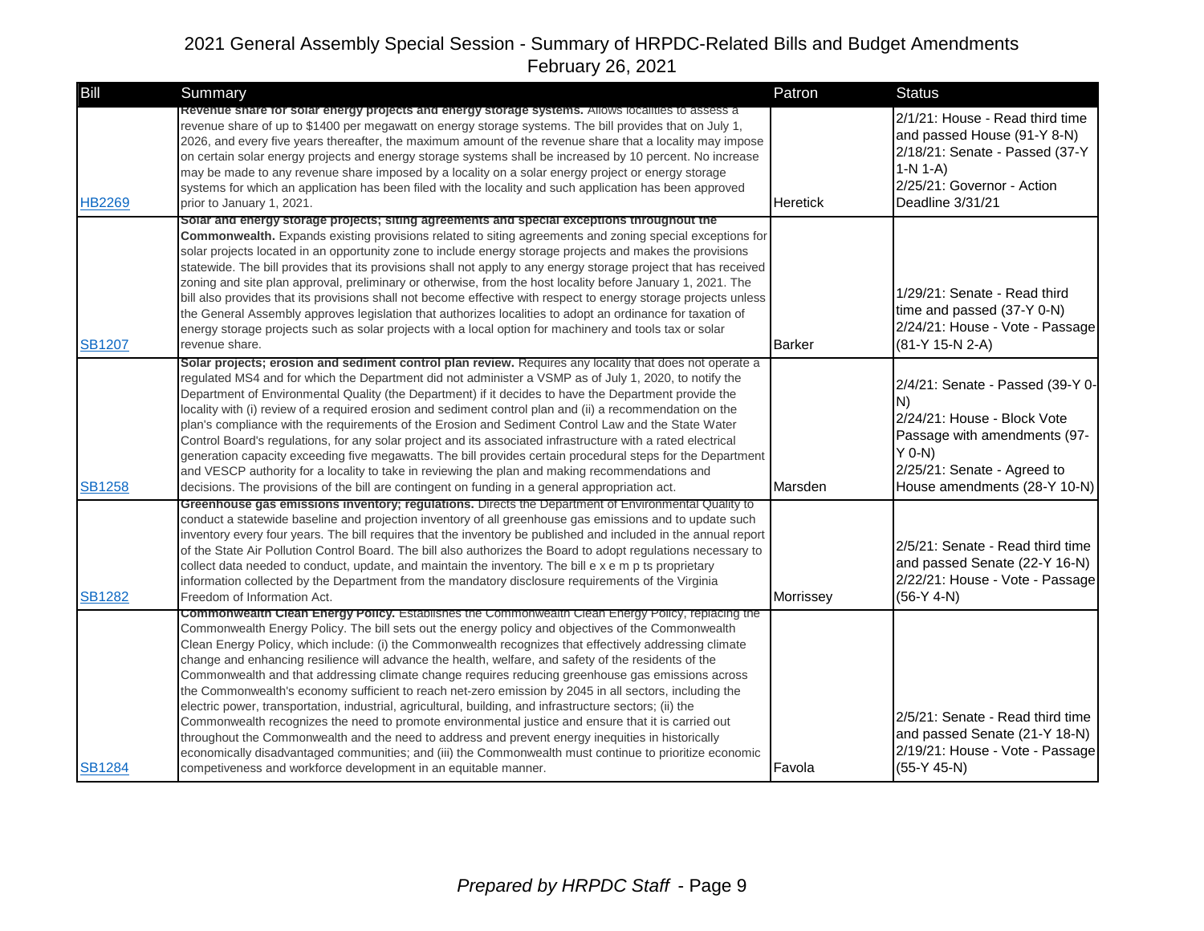# 2021 General Assembly Special Session - Summary of HRPDC-Related Bills and Budget Amendments

February 26, 2021

| Bill | Summary | Patron | Status |
|---|---|---|---|
| HB2269 | **Revenue share for solar energy projects and energy storage systems.** Allows localities to assess a revenue share of up to $1400 per megawatt on energy storage systems. The bill provides that on July 1, 2026, and every five years thereafter, the maximum amount of the revenue share that a locality may impose on certain solar energy projects and energy storage systems shall be increased by 10 percent. No increase may be made to any revenue share imposed by a locality on a solar energy project or energy storage systems for which an application has been filed with the locality and such application has been approved prior to January 1, 2021. | Heretick | 2/1/21: House - Read third time and passed House (91-Y 8-N) 2/18/21: Senate - Passed (37-Y 1-N 1-A) 2/25/21: Governor - Action Deadline 3/31/21 |
| SB1207 | **Solar and energy storage projects; siting agreements and special exceptions throughout the Commonwealth.** Expands existing provisions related to siting agreements and zoning special exceptions for solar projects located in an opportunity zone to include energy storage projects and makes the provisions statewide. The bill provides that its provisions shall not apply to any energy storage project that has received zoning and site plan approval, preliminary or otherwise, from the host locality before January 1, 2021. The bill also provides that its provisions shall not become effective with respect to energy storage projects unless the General Assembly approves legislation that authorizes localities to adopt an ordinance for taxation of energy storage projects such as solar projects with a local option for machinery and tools tax or solar revenue share. | Barker | 1/29/21: Senate - Read third time and passed (37-Y 0-N) 2/24/21: House - Vote - Passage (81-Y 15-N 2-A) |
| SB1258 | **Solar projects; erosion and sediment control plan review.** Requires any locality that does not operate a regulated MS4 and for which the Department did not administer a VSMP as of July 1, 2020, to notify the Department of Environmental Quality (the Department) if it decides to have the Department provide the locality with (i) review of a required erosion and sediment control plan and (ii) a recommendation on the plan's compliance with the requirements of the Erosion and Sediment Control Law and the State Water Control Board's regulations, for any solar project and its associated infrastructure with a rated electrical generation capacity exceeding five megawatts. The bill provides certain procedural steps for the Department and VESCP authority for a locality to take in reviewing the plan and making recommendations and decisions. The provisions of the bill are contingent on funding in a general appropriation act. | Marsden | 2/4/21: Senate - Passed (39-Y 0-N) 2/24/21: House - Block Vote Passage with amendments (97-Y 0-N) 2/25/21: Senate - Agreed to House amendments (28-Y 10-N) |
| SB1282 | **Greenhouse gas emissions inventory; regulations.** Directs the Department of Environmental Quality to conduct a statewide baseline and projection inventory of all greenhouse gas emissions and to update such inventory every four years. The bill requires that the inventory be published and included in the annual report of the State Air Pollution Control Board. The bill also authorizes the Board to adopt regulations necessary to collect data needed to conduct, update, and maintain the inventory. The bill e x e m p ts proprietary information collected by the Department from the mandatory disclosure requirements of the Virginia Freedom of Information Act. | Morrissey | 2/5/21: Senate - Read third time and passed Senate (22-Y 16-N) 2/22/21: House - Vote - Passage (56-Y 4-N) |
| SB1284 | **Commonwealth Clean Energy Policy.** Establishes the Commonwealth Clean Energy Policy, replacing the Commonwealth Energy Policy. The bill sets out the energy policy and objectives of the Commonwealth Clean Energy Policy, which include: (i) the Commonwealth recognizes that effectively addressing climate change and enhancing resilience will advance the health, welfare, and safety of the residents of the Commonwealth and that addressing climate change requires reducing greenhouse gas emissions across the Commonwealth's economy sufficient to reach net-zero emission by 2045 in all sectors, including the electric power, transportation, industrial, agricultural, building, and infrastructure sectors; (ii) the Commonwealth recognizes the need to promote environmental justice and ensure that it is carried out throughout the Commonwealth and the need to address and prevent energy inequities in historically economically disadvantaged communities; and (iii) the Commonwealth must continue to prioritize economic competiveness and workforce development in an equitable manner. | Favola | 2/5/21: Senate - Read third time and passed Senate (21-Y 18-N) 2/19/21: House - Vote - Passage (55-Y 45-N) |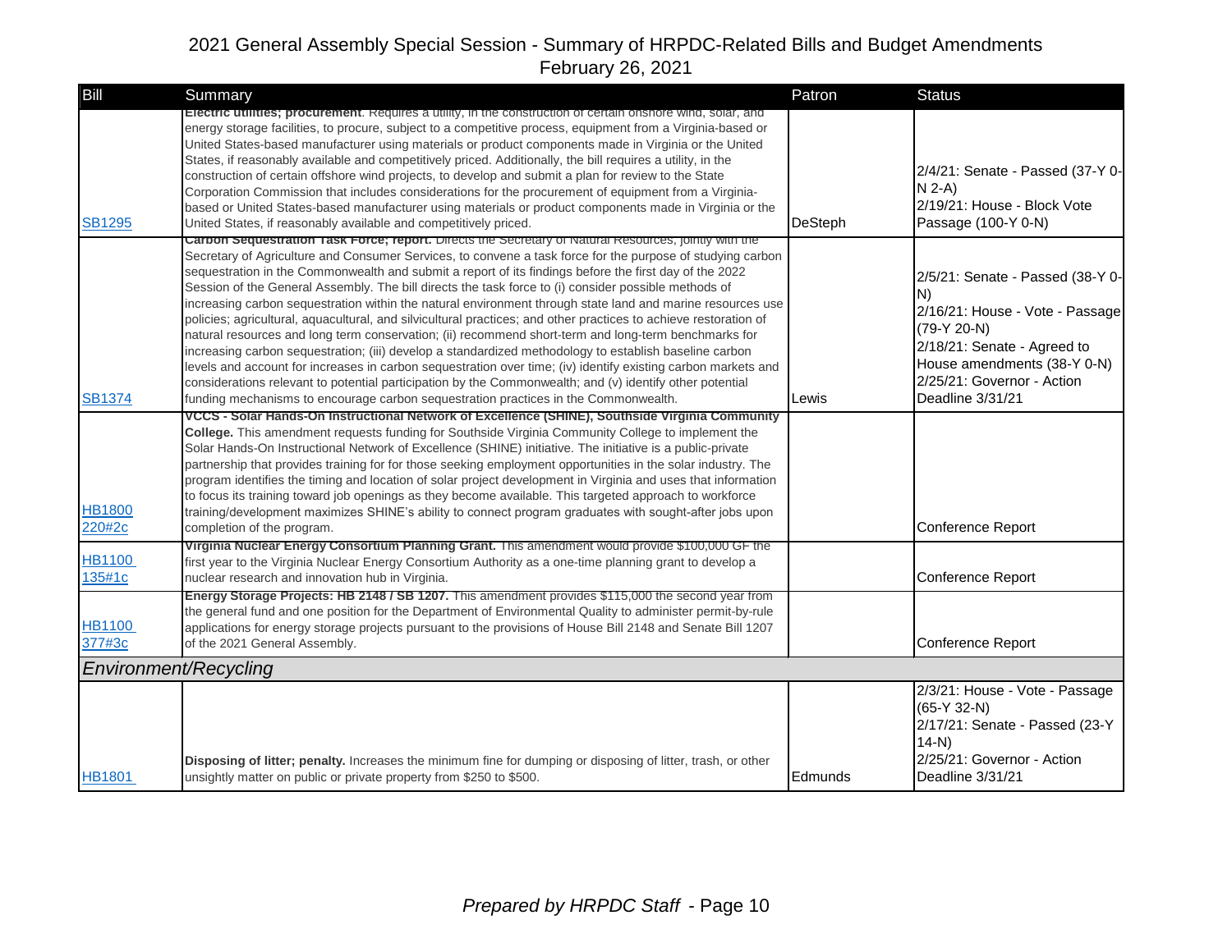# 2021 General Assembly Special Session - Summary of HRPDC-Related Bills and Budget Amendments
February 26, 2021

| Bill | Summary | Patron | Status |
|---|---|---|---|
| SB1295 | **Electric utilities; procurement**. Requires a utility, in the construction of certain onshore wind, solar, and energy storage facilities, to procure, subject to a competitive process, equipment from a Virginia-based or United States-based manufacturer using materials or product components made in Virginia or the United States, if reasonably available and competitively priced. Additionally, the bill requires a utility, in the construction of certain offshore wind projects, to develop and submit a plan for review to the State Corporation Commission that includes considerations for the procurement of equipment from a Virginia-based or United States-based manufacturer using materials or product components made in Virginia or the United States, if reasonably available and competitively priced. | DeSteph | 2/4/21: Senate - Passed (37-Y 0-N 2-A)<br>2/19/21: House - Block Vote Passage (100-Y 0-N) |
| SB1374 | **Carbon Sequestration Task Force; report.** Directs the Secretary of Natural Resources, jointly with the Secretary of Agriculture and Consumer Services, to convene a task force for the purpose of studying carbon sequestration in the Commonwealth and submit a report of its findings before the first day of the 2022 Session of the General Assembly. The bill directs the task force to (i) consider possible methods of increasing carbon sequestration within the natural environment through state land and marine resources use policies; agricultural, aquacultural, and silvicultural practices; and other practices to achieve restoration of natural resources and long term conservation; (ii) recommend short-term and long-term benchmarks for increasing carbon sequestration; (iii) develop a standardized methodology to establish baseline carbon levels and account for increases in carbon sequestration over time; (iv) identify existing carbon markets and considerations relevant to potential participation by the Commonwealth; and (v) identify other potential funding mechanisms to encourage carbon sequestration practices in the Commonwealth. | Lewis | 2/5/21: Senate - Passed (38-Y 0-N)<br>2/16/21: House - Vote - Passage (79-Y 20-N)<br>2/18/21: Senate - Agreed to House amendments (38-Y 0-N)<br>2/25/21: Governor - Action Deadline 3/31/21 |
| HB1800 220#2c | **VCCS - Solar Hands-On Instructional Network of Excellence (SHINE), Southside Virginia Community College.** This amendment requests funding for Southside Virginia Community College to implement the Solar Hands-On Instructional Network of Excellence (SHINE) initiative. The initiative is a public-private partnership that provides training for for those seeking employment opportunities in the solar industry. The program identifies the timing and location of solar project development in Virginia and uses that information to focus its training toward job openings as they become available. This targeted approach to workforce training/development maximizes SHINE's ability to connect program graduates with sought-after jobs upon completion of the program. | | Conference Report |
| HB1100 135#1c | **Virginia Nuclear Energy Consortium Planning Grant.** This amendment would provide $100,000 GF the first year to the Virginia Nuclear Energy Consortium Authority as a one-time planning grant to develop a nuclear research and innovation hub in Virginia. | | Conference Report |
| HB1100 377#3c | **Energy Storage Projects: HB 2148 / SB 1207.** This amendment provides $115,000 the second year from the general fund and one position for the Department of Environmental Quality to administer permit-by-rule applications for energy storage projects pursuant to the provisions of House Bill 2148 and Senate Bill 1207 of the 2021 General Assembly. | | Conference Report |
| *Environment/Recycling* | | | |
| HB1801 | **Disposing of litter; penalty.** Increases the minimum fine for dumping or disposing of litter, trash, or other unsightly matter on public or private property from $250 to $500. | Edmunds | 2/3/21: House - Vote - Passage (65-Y 32-N)<br>2/17/21: Senate - Passed (23-Y 14-N)<br>2/25/21: Governor - Action Deadline 3/31/21 |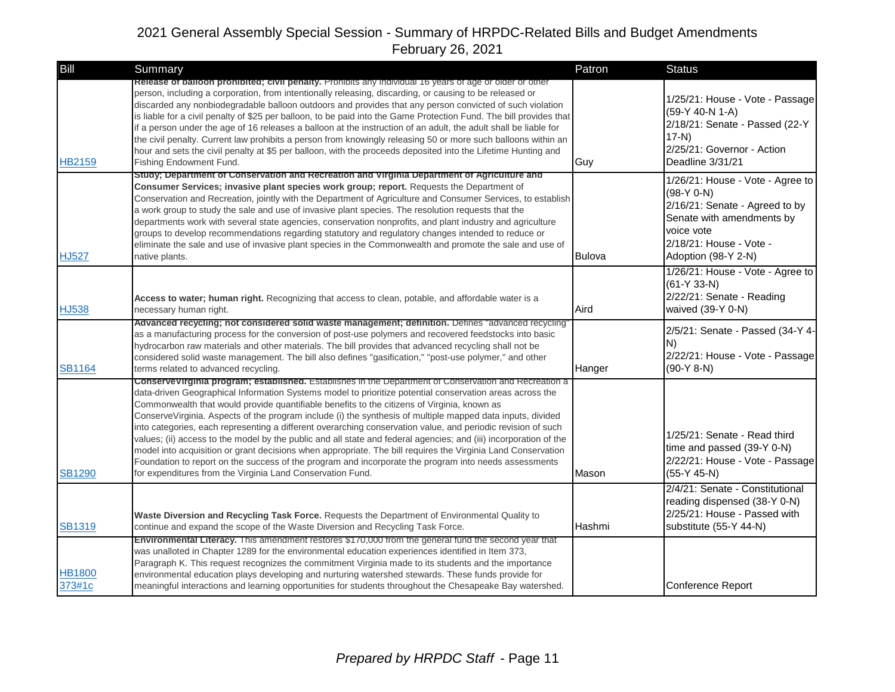# 2021 General Assembly Special Session - Summary of HRPDC-Related Bills and Budget Amendments
February 26, 2021

| Bill | Summary | Patron | Status |
|---|---|---|---|
| HB2159 | **Release of balloon prohibited; civil penalty.** Prohibits any individual 16 years of age or older or other person, including a corporation, from intentionally releasing, discarding, or causing to be released or discarded any nonbiodegradable balloon outdoors and provides that any person convicted of such violation is liable for a civil penalty of $25 per balloon, to be paid into the Game Protection Fund. The bill provides that if a person under the age of 16 releases a balloon at the instruction of an adult, the adult shall be liable for the civil penalty. Current law prohibits a person from knowingly releasing 50 or more such balloons within an hour and sets the civil penalty at $5 per balloon, with the proceeds deposited into the Lifetime Hunting and Fishing Endowment Fund. | Guy | 1/25/21: House - Vote - Passage (59-Y 40-N 1-A)<br>2/18/21: Senate - Passed (22-Y 17-N)<br>2/25/21: Governor - Action Deadline 3/31/21 |
| HJ527 | **Study; Department of Conservation and Recreation and Virginia Department of Agriculture and Consumer Services; invasive plant species work group; report.** Requests the Department of Conservation and Recreation, jointly with the Department of Agriculture and Consumer Services, to establish a work group to study the sale and use of invasive plant species. The resolution requests that the departments work with several state agencies, conservation nonprofits, and plant industry and agriculture groups to develop recommendations regarding statutory and regulatory changes intended to reduce or eliminate the sale and use of invasive plant species in the Commonwealth and promote the sale and use of native plants. | Bulova | 1/26/21: House - Vote - Agree to (98-Y 0-N)<br>2/16/21: Senate - Agreed to by Senate with amendments by voice vote<br>2/18/21: House - Vote - Adoption (98-Y 2-N) |
| HJ538 | **Access to water; human right.** Recognizing that access to clean, potable, and affordable water is a necessary human right. | Aird | 1/26/21: House - Vote - Agree to (61-Y 33-N)<br>2/22/21: Senate - Reading waived (39-Y 0-N) |
| SB1164 | **Advanced recycling; not considered solid waste management; definition.** Defines "advanced recycling" as a manufacturing process for the conversion of post-use polymers and recovered feedstocks into basic hydrocarbon raw materials and other materials. The bill provides that advanced recycling shall not be considered solid waste management. The bill also defines "gasification," "post-use polymer," and other terms related to advanced recycling. | Hanger | 2/5/21: Senate - Passed (34-Y 4-N)<br>2/22/21: House - Vote - Passage (90-Y 8-N) |
| SB1290 | **ConserveVirginia program; established.** Establishes in the Department of Conservation and Recreation a data-driven Geographical Information Systems model to prioritize potential conservation areas across the Commonwealth that would provide quantifiable benefits to the citizens of Virginia, known as ConserveVirginia. Aspects of the program include (i) the synthesis of multiple mapped data inputs, divided into categories, each representing a different overarching conservation value, and periodic revision of such values; (ii) access to the model by the public and all state and federal agencies; and (iii) incorporation of the model into acquisition or grant decisions when appropriate. The bill requires the Virginia Land Conservation Foundation to report on the success of the program and incorporate the program into needs assessments for expenditures from the Virginia Land Conservation Fund. | Mason | 1/25/21: Senate - Read third time and passed (39-Y 0-N)<br>2/22/21: House - Vote - Passage (55-Y 45-N) |
| SB1319 | **Waste Diversion and Recycling Task Force.** Requests the Department of Environmental Quality to continue and expand the scope of the Waste Diversion and Recycling Task Force. | Hashmi | 2/4/21: Senate - Constitutional reading dispensed (38-Y 0-N)<br>2/25/21: House - Passed with substitute (55-Y 44-N) |
| HB1800 373#1c | **Environmental Literacy.** This amendment restores $170,000 from the general fund the second year that was unalloted in Chapter 1289 for the environmental education experiences identified in Item 373, Paragraph K. This request recognizes the commitment Virginia made to its students and the importance environmental education plays developing and nurturing watershed stewards. These funds provide for meaningful interactions and learning opportunities for students throughout the Chesapeake Bay watershed. | | Conference Report |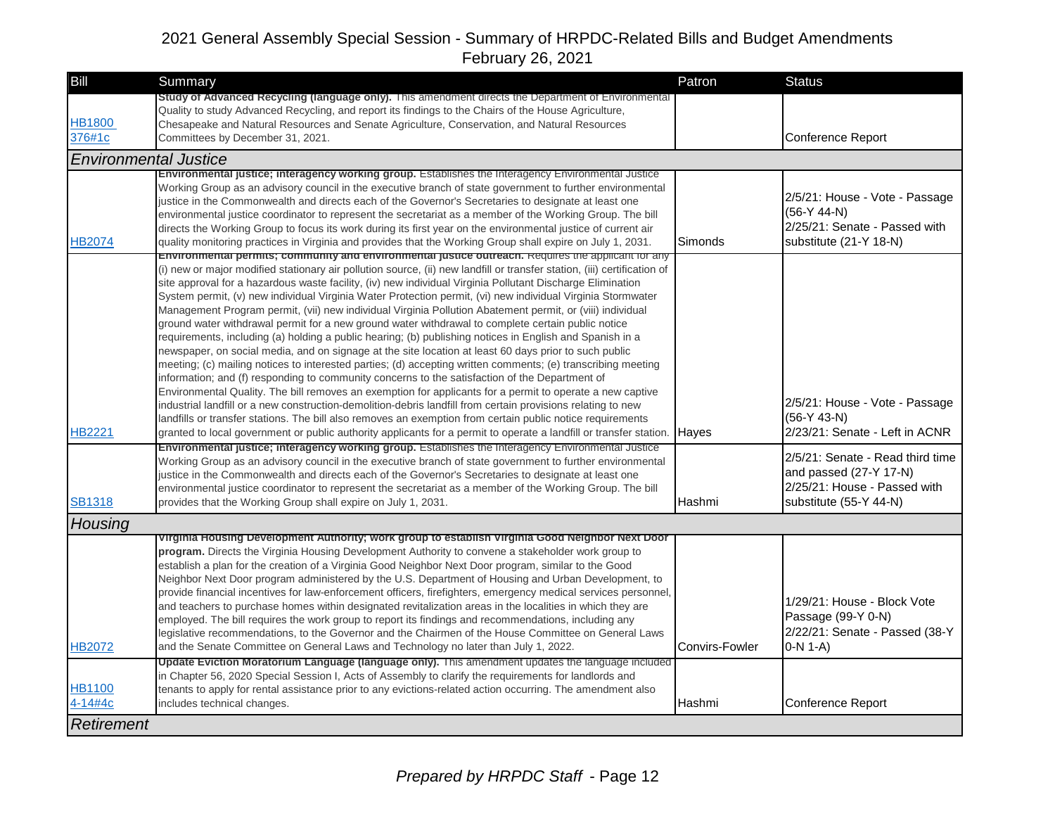# 2021 General Assembly Special Session - Summary of HRPDC-Related Bills and Budget Amendments
February 26, 2021

| Bill | Summary | Patron | Status |
|---|---|---|---|
| HB1800 376#1c | **Study of Advanced Recycling (language only).** This amendment directs the Department of Environmental Quality to study Advanced Recycling, and report its findings to the Chairs of the House Agriculture, Chesapeake and Natural Resources and Senate Agriculture, Conservation, and Natural Resources Committees by December 31, 2021. | | Conference Report |
| ***Environmental Justice*** | | | |
| HB2074 | **Environmental justice; interagency working group.** Establishes the Interagency Environmental Justice Working Group as an advisory council in the executive branch of state government to further environmental justice in the Commonwealth and directs each of the Governor's Secretaries to designate at least one environmental justice coordinator to represent the secretariat as a member of the Working Group. The bill directs the Working Group to focus its work during its first year on the environmental justice of current air quality monitoring practices in Virginia and provides that the Working Group shall expire on July 1, 2031. | Simonds | 2/5/21: House - Vote - Passage (56-Y 44-N) 2/25/21: Senate - Passed with substitute (21-Y 18-N) |
| HB2221 | **Environmental permits; community and environmental justice outreach.** Requires the applicant for any (i) new or major modified stationary air pollution source, (ii) new landfill or transfer station, (iii) certification of site approval for a hazardous waste facility, (iv) new individual Virginia Pollutant Discharge Elimination System permit, (v) new individual Virginia Water Protection permit, (vi) new individual Virginia Stormwater Management Program permit, (vii) new individual Virginia Pollution Abatement permit, or (viii) individual ground water withdrawal permit for a new ground water withdrawal to complete certain public notice requirements, including (a) holding a public hearing; (b) publishing notices in English and Spanish in a newspaper, on social media, and on signage at the site location at least 60 days prior to such public meeting; (c) mailing notices to interested parties; (d) accepting written comments; (e) transcribing meeting information; and (f) responding to community concerns to the satisfaction of the Department of Environmental Quality. The bill removes an exemption for applicants for a permit to operate a new captive industrial landfill or a new construction-demolition-debris landfill from certain provisions relating to new landfills or transfer stations. The bill also removes an exemption from certain public notice requirements granted to local government or public authority applicants for a permit to operate a landfill or transfer station. | Hayes | 2/5/21: House - Vote - Passage (56-Y 43-N) 2/23/21: Senate - Left in ACNR |
| SB1318 | **Environmental justice; interagency working group.** Establishes the Interagency Environmental Justice Working Group as an advisory council in the executive branch of state government to further environmental justice in the Commonwealth and directs each of the Governor's Secretaries to designate at least one environmental justice coordinator to represent the secretariat as a member of the Working Group. The bill provides that the Working Group shall expire on July 1, 2031. | Hashmi | 2/5/21: Senate - Read third time and passed (27-Y 17-N) 2/25/21: House - Passed with substitute (55-Y 44-N) |
| ***Housing*** | | | |
| HB2072 | **Virginia Housing Development Authority; work group to establish Virginia Good Neighbor Next Door program.** Directs the Virginia Housing Development Authority to convene a stakeholder work group to establish a plan for the creation of a Virginia Good Neighbor Next Door program, similar to the Good Neighbor Next Door program administered by the U.S. Department of Housing and Urban Development, to provide financial incentives for law-enforcement officers, firefighters, emergency medical services personnel, and teachers to purchase homes within designated revitalization areas in the localities in which they are employed. The bill requires the work group to report its findings and recommendations, including any legislative recommendations, to the Governor and the Chairmen of the House Committee on General Laws and the Senate Committee on General Laws and Technology no later than July 1, 2022. | Convirs-Fowler | 1/29/21: House - Block Vote Passage (99-Y 0-N) 2/22/21: Senate - Passed (38-Y 0-N 1-A) |
| HB1100 4-14#4c | **Update Eviction Moratorium Language (language only).** This amendment updates the language included in Chapter 56, 2020 Special Session I, Acts of Assembly to clarify the requirements for landlords and tenants to apply for rental assistance prior to any evictions-related action occurring. The amendment also includes technical changes. | Hashmi | Conference Report |
| ***Retirement*** | | | |

*Prepared by HRPDC Staff*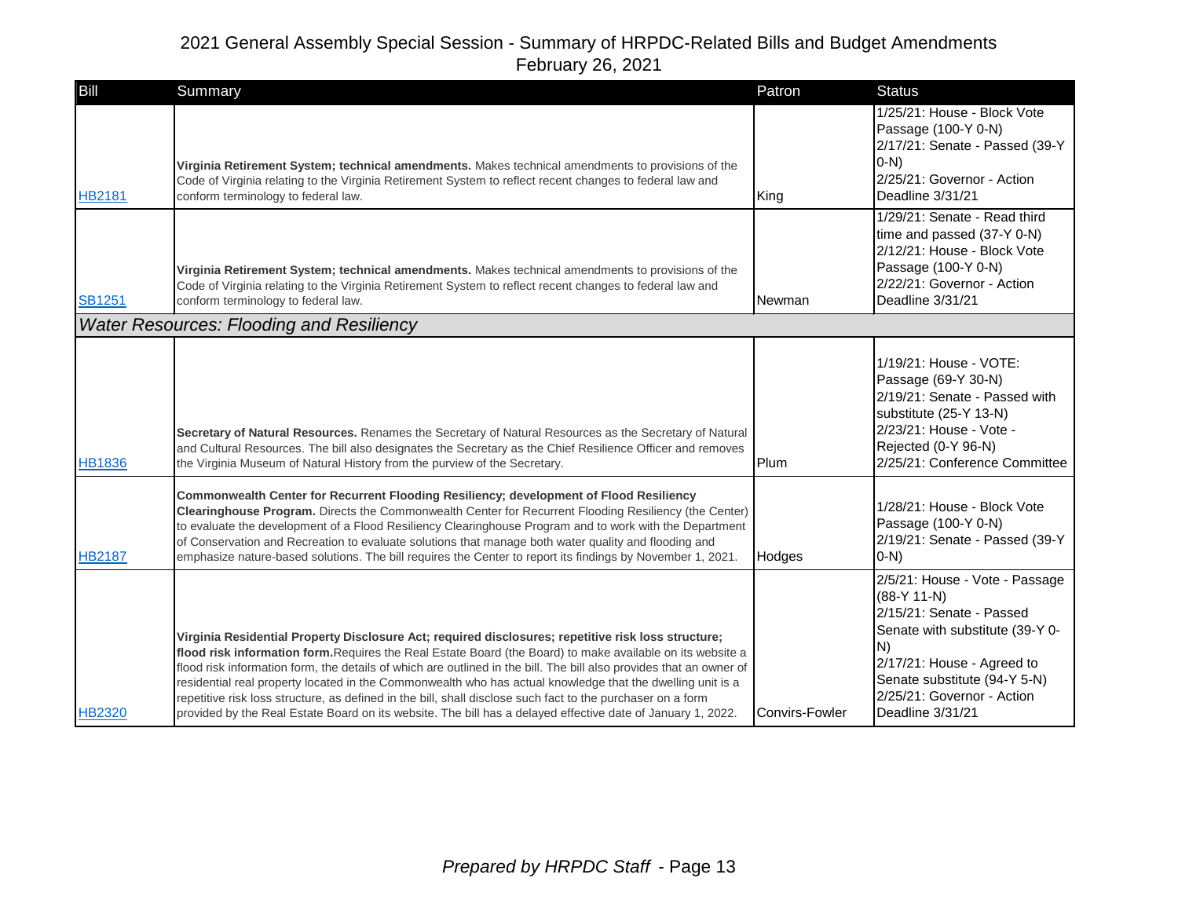# 2021 General Assembly Special Session - Summary of HRPDC-Related Bills and Budget Amendments
February 26, 2021

| Bill | Summary | Patron | Status |
|---|---|---|---|
| HB2181 | **Virginia Retirement System; technical amendments.** Makes technical amendments to provisions of the Code of Virginia relating to the Virginia Retirement System to reflect recent changes to federal law and conform terminology to federal law. | King | 1/25/21: House - Block Vote Passage (100-Y 0-N)<br>2/17/21: Senate - Passed (39-Y 0-N)<br>2/25/21: Governor - Action Deadline 3/31/21 |
| SB1251 | **Virginia Retirement System; technical amendments.** Makes technical amendments to provisions of the Code of Virginia relating to the Virginia Retirement System to reflect recent changes to federal law and conform terminology to federal law. | Newman | 1/29/21: Senate - Read third time and passed (37-Y 0-N)<br>2/12/21: House - Block Vote Passage (100-Y 0-N)<br>2/22/21: Governor - Action Deadline 3/31/21 |
| *Water Resources: Flooding and Resiliency* | | | |
| HB1836 | **Secretary of Natural Resources.** Renames the Secretary of Natural Resources as the Secretary of Natural and Cultural Resources. The bill also designates the Secretary as the Chief Resilience Officer and removes the Virginia Museum of Natural History from the purview of the Secretary. | Plum | 1/19/21: House - VOTE: Passage (69-Y 30-N)<br>2/19/21: Senate - Passed with substitute (25-Y 13-N)<br>2/23/21: House - Vote - Rejected (0-Y 96-N)<br>2/25/21: Conference Committee |
| HB2187 | **Commonwealth Center for Recurrent Flooding Resiliency; development of Flood Resiliency Clearinghouse Program.** Directs the Commonwealth Center for Recurrent Flooding Resiliency (the Center) to evaluate the development of a Flood Resiliency Clearinghouse Program and to work with the Department of Conservation and Recreation to evaluate solutions that manage both water quality and flooding and emphasize nature-based solutions. The bill requires the Center to report its findings by November 1, 2021. | Hodges | 1/28/21: House - Block Vote Passage (100-Y 0-N)<br>2/19/21: Senate - Passed (39-Y 0-N) |
| HB2320 | **Virginia Residential Property Disclosure Act; required disclosures; repetitive risk loss structure; flood risk information form.** Requires the Real Estate Board (the Board) to make available on its website a flood risk information form, the details of which are outlined in the bill. The bill also provides that an owner of residential real property located in the Commonwealth who has actual knowledge that the dwelling unit is a repetitive risk loss structure, as defined in the bill, shall disclose such fact to the purchaser on a form provided by the Real Estate Board on its website. The bill has a delayed effective date of January 1, 2022. | Convirs-Fowler | 2/5/21: House - Vote - Passage (88-Y 11-N)<br>2/15/21: Senate - Passed Senate with substitute (39-Y 0-N)<br>2/17/21: House - Agreed to Senate substitute (94-Y 5-N)<br>2/25/21: Governor - Action Deadline 3/31/21 |

*Prepared by HRPDC Staff*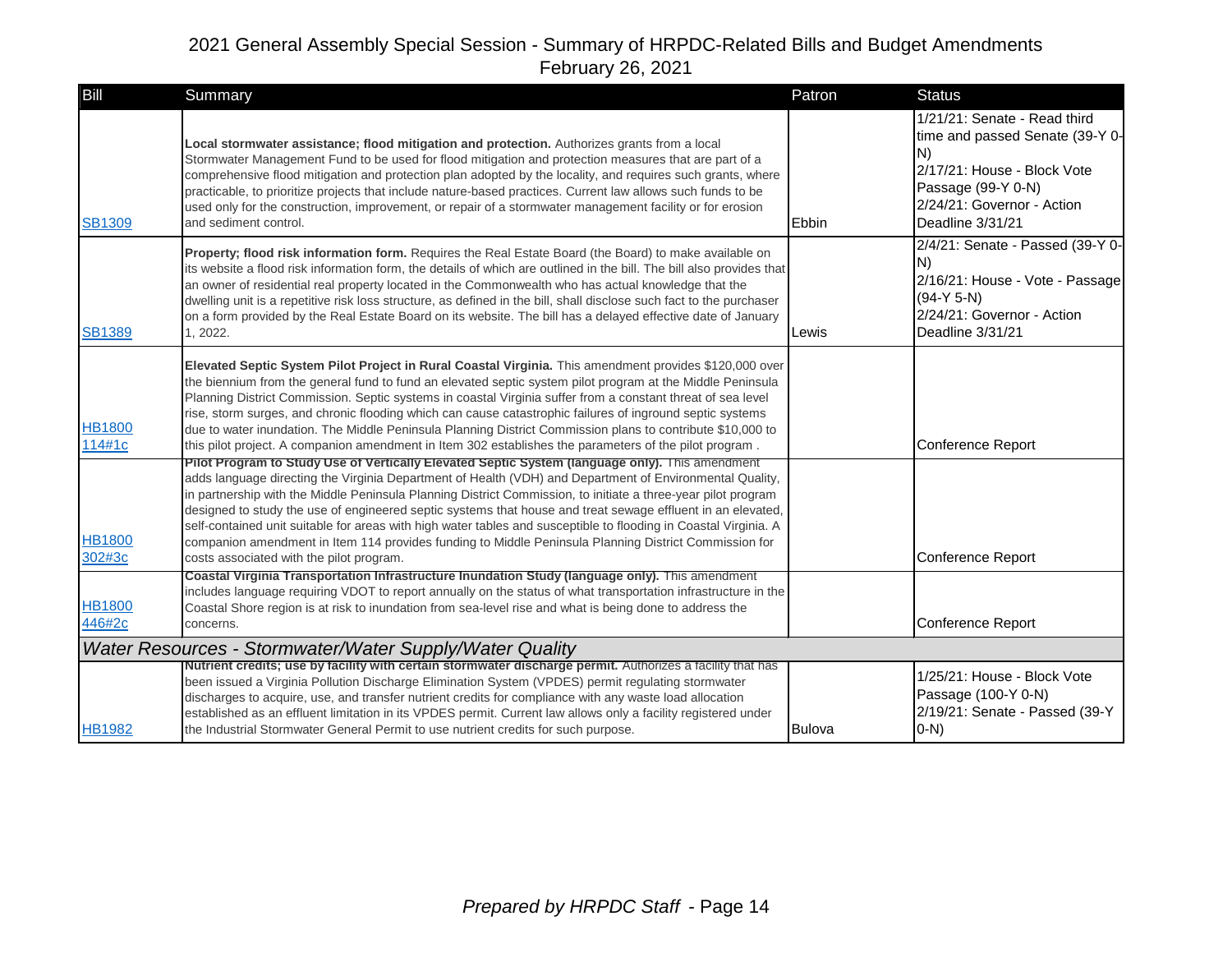# 2021 General Assembly Special Session - Summary of HRPDC-Related Bills and Budget Amendments

February 26, 2021

| Bill | Summary | Patron | Status |
|---|---|---|---|
| SB1309 | **Local stormwater assistance; flood mitigation and protection.** Authorizes grants from a local Stormwater Management Fund to be used for flood mitigation and protection measures that are part of a comprehensive flood mitigation and protection plan adopted by the locality, and requires such grants, where practicable, to prioritize projects that include nature-based practices. Current law allows such funds to be used only for the construction, improvement, or repair of a stormwater management facility or for erosion and sediment control. | Ebbin | 1/21/21: Senate - Read third time and passed Senate (39-Y 0-N)<br>2/17/21: House - Block Vote Passage (99-Y 0-N)<br>2/24/21: Governor - Action Deadline 3/31/21 |
| SB1389 | **Property; flood risk information form.** Requires the Real Estate Board (the Board) to make available on its website a flood risk information form, the details of which are outlined in the bill. The bill also provides that an owner of residential real property located in the Commonwealth who has actual knowledge that the dwelling unit is a repetitive risk loss structure, as defined in the bill, shall disclose such fact to the purchaser on a form provided by the Real Estate Board on its website. The bill has a delayed effective date of January 1, 2022. | Lewis | 2/4/21: Senate - Passed (39-Y 0-N)<br>2/16/21: House - Vote - Passage (94-Y 5-N)<br>2/24/21: Governor - Action Deadline 3/31/21 |
| HB1800 114#1c | **Elevated Septic System Pilot Project in Rural Coastal Virginia.** This amendment provides $120,000 over the biennium from the general fund to fund an elevated septic system pilot program at the Middle Peninsula Planning District Commission. Septic systems in coastal Virginia suffer from a constant threat of sea level rise, storm surges, and chronic flooding which can cause catastrophic failures of inground septic systems due to water inundation. The Middle Peninsula Planning District Commission plans to contribute $10,000 to this pilot project. A companion amendment in Item 302 establishes the parameters of the pilot program . | | Conference Report |
| HB1800 302#3c | **Pilot Program to Study Use of Vertically Elevated Septic System (language only).** This amendment adds language directing the Virginia Department of Health (VDH) and Department of Environmental Quality, in partnership with the Middle Peninsula Planning District Commission, to initiate a three-year pilot program designed to study the use of engineered septic systems that house and treat sewage effluent in an elevated, self-contained unit suitable for areas with high water tables and susceptible to flooding in Coastal Virginia. A companion amendment in Item 114 provides funding to Middle Peninsula Planning District Commission for costs associated with the pilot program. | | Conference Report |
| HB1800 446#2c | **Coastal Virginia Transportation Infrastructure Inundation Study (language only).** This amendment includes language requiring VDOT to report annually on the status of what transportation infrastructure in the Coastal Shore region is at risk to inundation from sea-level rise and what is being done to address the concerns. | | Conference Report |
| ***Water Resources - Stormwater/Water Supply/Water Quality*** | | | |
| HB1982 | **Nutrient credits; use by facility with certain stormwater discharge permit.** Authorizes a facility that has been issued a Virginia Pollution Discharge Elimination System (VPDES) permit regulating stormwater discharges to acquire, use, and transfer nutrient credits for compliance with any waste load allocation established as an effluent limitation in its VPDES permit. Current law allows only a facility registered under the Industrial Stormwater General Permit to use nutrient credits for such purpose. | Bulova | 1/25/21: House - Block Vote Passage (100-Y 0-N)<br>2/19/21: Senate - Passed (39-Y 0-N) |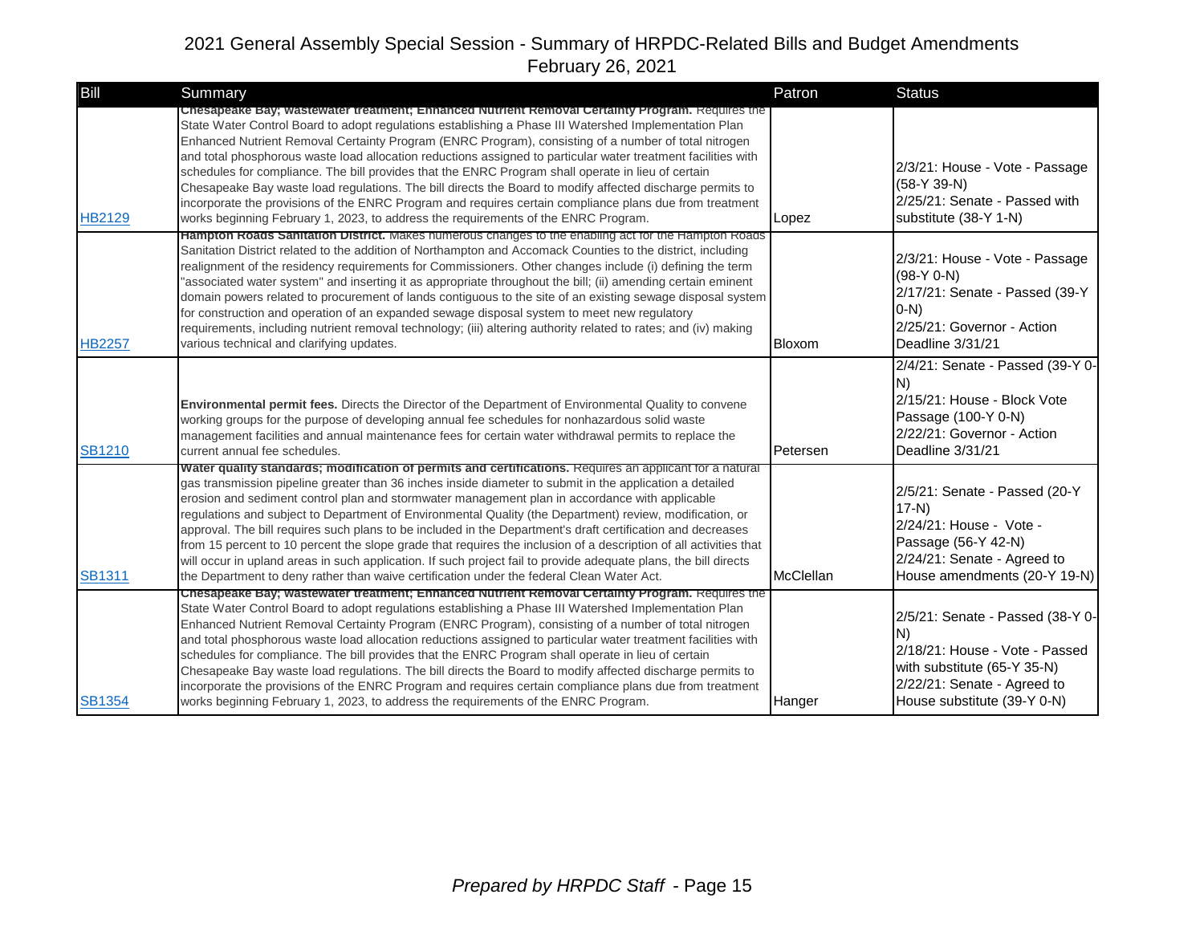# 2021 General Assembly Special Session - Summary of HRPDC-Related Bills and Budget Amendments

February 26, 2021

| Bill | Summary | Patron | Status |
|---|---|---|---|
| HB2129 | **Chesapeake Bay; wastewater treatment; Enhanced Nutrient Removal Certainty Program.** Requires the State Water Control Board to adopt regulations establishing a Phase III Watershed Implementation Plan Enhanced Nutrient Removal Certainty Program (ENRC Program), consisting of a number of total nitrogen and total phosphorous waste load allocation reductions assigned to particular water treatment facilities with schedules for compliance. The bill provides that the ENRC Program shall operate in lieu of certain Chesapeake Bay waste load regulations. The bill directs the Board to modify affected discharge permits to incorporate the provisions of the ENRC Program and requires certain compliance plans due from treatment works beginning February 1, 2023, to address the requirements of the ENRC Program. | Lopez | 2/3/21: House - Vote - Passage (58-Y 39-N)<br>2/25/21: Senate - Passed with substitute (38-Y 1-N) |
| HB2257 | **Hampton Roads Sanitation District.** Makes numerous changes to the enabling act for the Hampton Roads Sanitation District related to the addition of Northampton and Accomack Counties to the district, including realignment of the residency requirements for Commissioners. Other changes include (i) defining the term "associated water system" and inserting it as appropriate throughout the bill; (ii) amending certain eminent domain powers related to procurement of lands contiguous to the site of an existing sewage disposal system for construction and operation of an expanded sewage disposal system to meet new regulatory requirements, including nutrient removal technology; (iii) altering authority related to rates; and (iv) making various technical and clarifying updates. | Bloxom | 2/3/21: House - Vote - Passage (98-Y 0-N)<br>2/17/21: Senate - Passed (39-Y 0-N)<br>2/25/21: Governor - Action Deadline 3/31/21 |
| SB1210 | **Environmental permit fees.** Directs the Director of the Department of Environmental Quality to convene working groups for the purpose of developing annual fee schedules for nonhazardous solid waste management facilities and annual maintenance fees for certain water withdrawal permits to replace the current annual fee schedules. | Petersen | 2/4/21: Senate - Passed (39-Y 0-N)<br>2/15/21: House - Block Vote Passage (100-Y 0-N)<br>2/22/21: Governor - Action Deadline 3/31/21 |
| SB1311 | **Water quality standards; modification of permits and certifications.** Requires an applicant for a natural gas transmission pipeline greater than 36 inches inside diameter to submit in the application a detailed erosion and sediment control plan and stormwater management plan in accordance with applicable regulations and subject to Department of Environmental Quality (the Department) review, modification, or approval. The bill requires such plans to be included in the Department's draft certification and decreases from 15 percent to 10 percent the slope grade that requires the inclusion of a description of all activities that will occur in upland areas in such application. If such project fail to provide adequate plans, the bill directs the Department to deny rather than waive certification under the federal Clean Water Act. | McClellan | 2/5/21: Senate - Passed (20-Y 17-N)<br>2/24/21: House - Vote - Passage (56-Y 42-N)<br>2/24/21: Senate - Agreed to House amendments (20-Y 19-N) |
| SB1354 | **Chesapeake Bay; wastewater treatment; Enhanced Nutrient Removal Certainty Program.** Requires the State Water Control Board to adopt regulations establishing a Phase III Watershed Implementation Plan Enhanced Nutrient Removal Certainty Program (ENRC Program), consisting of a number of total nitrogen and total phosphorous waste load allocation reductions assigned to particular water treatment facilities with schedules for compliance. The bill provides that the ENRC Program shall operate in lieu of certain Chesapeake Bay waste load regulations. The bill directs the Board to modify affected discharge permits to incorporate the provisions of the ENRC Program and requires certain compliance plans due from treatment works beginning February 1, 2023, to address the requirements of the ENRC Program. | Hanger | 2/5/21: Senate - Passed (38-Y 0-N)<br>2/18/21: House - Vote - Passed with substitute (65-Y 35-N)<br>2/22/21: Senate - Agreed to House substitute (39-Y 0-N) |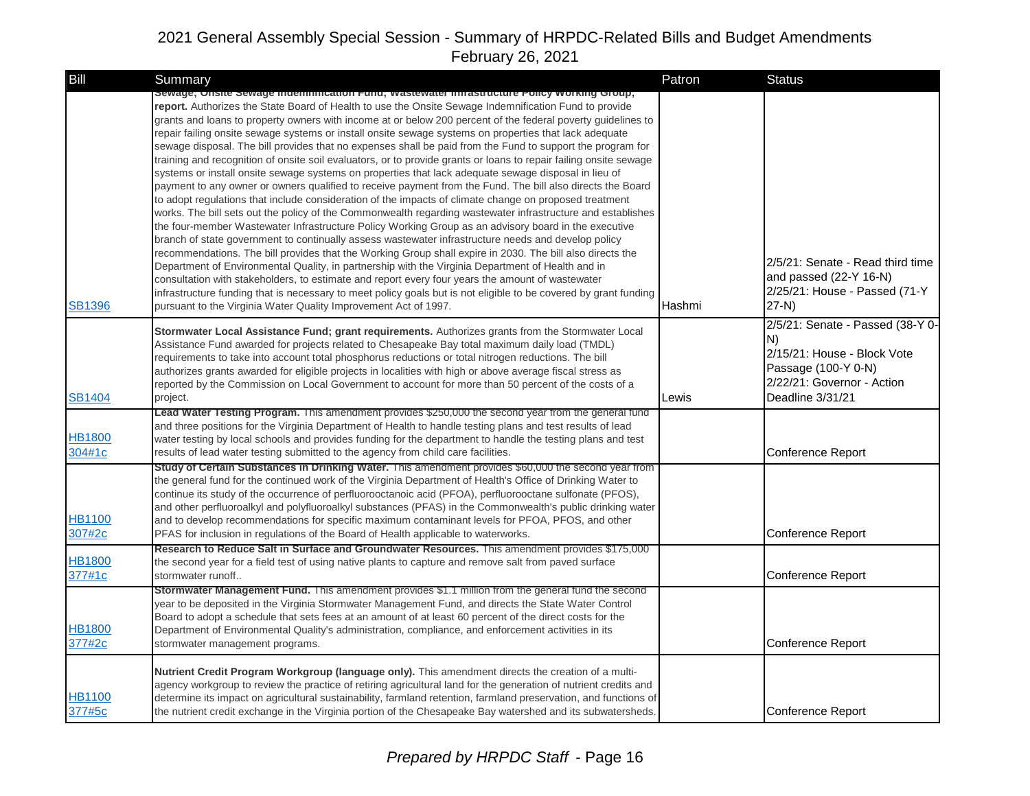# 2021 General Assembly Special Session - Summary of HRPDC-Related Bills and Budget Amendments

February 26, 2021

| Bill | Summary | Patron | Status |
|---|---|---|---|
| SB1396 | **Sewage; Onsite Sewage Indemnification Fund; Wastewater Infrastructure Policy Working Group; report.** Authorizes the State Board of Health to use the Onsite Sewage Indemnification Fund to provide grants and loans to property owners with income at or below 200 percent of the federal poverty guidelines to repair failing onsite sewage systems or install onsite sewage systems on properties that lack adequate sewage disposal. The bill provides that no expenses shall be paid from the Fund to support the program for training and recognition of onsite soil evaluators, or to provide grants or loans to repair failing onsite sewage systems or install onsite sewage systems on properties that lack adequate sewage disposal in lieu of payment to any owner or owners qualified to receive payment from the Fund. The bill also directs the Board to adopt regulations that include consideration of the impacts of climate change on proposed treatment works. The bill sets out the policy of the Commonwealth regarding wastewater infrastructure and establishes the four-member Wastewater Infrastructure Policy Working Group as an advisory board in the executive branch of state government to continually assess wastewater infrastructure needs and develop policy recommendations. The bill provides that the Working Group shall expire in 2030. The bill also directs the Department of Environmental Quality, in partnership with the Virginia Department of Health and in consultation with stakeholders, to estimate and report every four years the amount of wastewater infrastructure funding that is necessary to meet policy goals but is not eligible to be covered by grant funding pursuant to the Virginia Water Quality Improvement Act of 1997. | Hashmi | 2/5/21: Senate - Read third time and passed (22-Y 16-N)<br>2/25/21: House - Passed (71-Y 27-N) |
| SB1404 | **Stormwater Local Assistance Fund; grant requirements.** Authorizes grants from the Stormwater Local Assistance Fund awarded for projects related to Chesapeake Bay total maximum daily load (TMDL) requirements to take into account total phosphorus reductions or total nitrogen reductions. The bill authorizes grants awarded for eligible projects in localities with high or above average fiscal stress as reported by the Commission on Local Government to account for more than 50 percent of the costs of a project. | Lewis | 2/5/21: Senate - Passed (38-Y 0-N)<br>2/15/21: House - Block Vote Passage (100-Y 0-N)<br>2/22/21: Governor - Action Deadline 3/31/21 |
| HB1800 304#1c | **Lead Water Testing Program.** This amendment provides $250,000 the second year from the general fund and three positions for the Virginia Department of Health to handle testing plans and test results of lead water testing by local schools and provides funding for the department to handle the testing plans and test results of lead water testing submitted to the agency from child care facilities. | | Conference Report |
| HB1100 307#2c | **Study of Certain Substances in Drinking Water.** This amendment provides $60,000 the second year from the general fund for the continued work of the Virginia Department of Health's Office of Drinking Water to continue its study of the occurrence of perfluorooctanoic acid (PFOA), perfluorooctane sulfonate (PFOS), and other perfluoroalkyl and polyfluoroalkyl substances (PFAS) in the Commonwealth's public drinking water and to develop recommendations for specific maximum contaminant levels for PFOA, PFOS, and other PFAS for inclusion in regulations of the Board of Health applicable to waterworks. | | Conference Report |
| HB1800 377#1c | **Research to Reduce Salt in Surface and Groundwater Resources.** This amendment provides $175,000 the second year for a field test of using native plants to capture and remove salt from paved surface stormwater runoff.. | | Conference Report |
| HB1800 377#2c | **Stormwater Management Fund.** This amendment provides $1.1 million from the general fund the second year to be deposited in the Virginia Stormwater Management Fund, and directs the State Water Control Board to adopt a schedule that sets fees at an amount of at least 60 percent of the direct costs for the Department of Environmental Quality's administration, compliance, and enforcement activities in its stormwater management programs. | | Conference Report |
| HB1100 377#5c | **Nutrient Credit Program Workgroup (language only).** This amendment directs the creation of a multi-agency workgroup to review the practice of retiring agricultural land for the generation of nutrient credits and determine its impact on agricultural sustainability, farmland retention, farmland preservation, and functions of the nutrient credit exchange in the Virginia portion of the Chesapeake Bay watershed and its subwatersheds. | | Conference Report |

*Prepared by HRPDC Staff*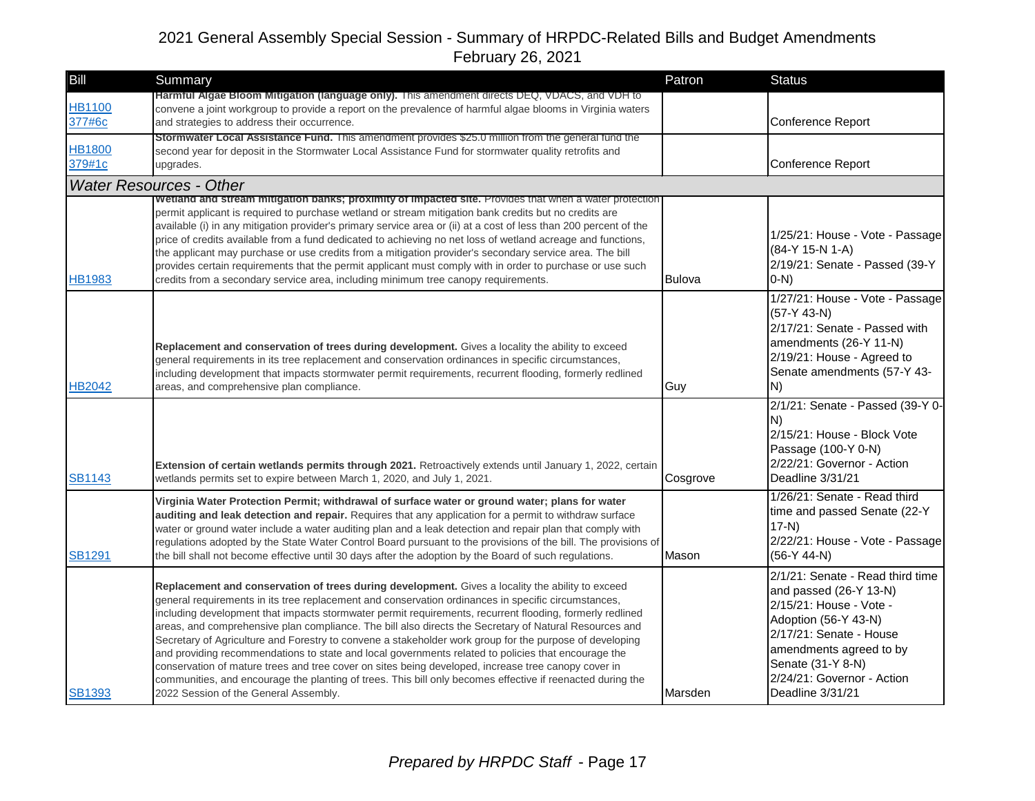# 2021 General Assembly Special Session - Summary of HRPDC-Related Bills and Budget Amendments
February 26, 2021

| Bill | Summary | Patron | Status |
|---|---|---|---|
| HB1100 377#6c | **Harmful Algae Bloom Mitigation (language only).** This amendment directs DEQ, VDACS, and VDH to convene a joint workgroup to provide a report on the prevalence of harmful algae blooms in Virginia waters and strategies to address their occurrence. | | Conference Report |
| HB1800 379#1c | **Stormwater Local Assistance Fund.** This amendment provides $25.0 million from the general fund the second year for deposit in the Stormwater Local Assistance Fund for stormwater quality retrofits and upgrades. | | Conference Report |
| *Water Resources - Other* | | | |
| HB1983 | **Wetland and stream mitigation banks; proximity of impacted site.** Provides that when a water protection permit applicant is required to purchase wetland or stream mitigation bank credits but no credits are available (i) in any mitigation provider's primary service area or (ii) at a cost of less than 200 percent of the price of credits available from a fund dedicated to achieving no net loss of wetland acreage and functions, the applicant may purchase or use credits from a mitigation provider's secondary service area. The bill provides certain requirements that the permit applicant must comply with in order to purchase or use such credits from a secondary service area, including minimum tree canopy requirements. | Bulova | 1/25/21: House - Vote - Passage (84-Y 15-N 1-A)<br>2/19/21: Senate - Passed (39-Y 0-N) |
| HB2042 | **Replacement and conservation of trees during development.** Gives a locality the ability to exceed general requirements in its tree replacement and conservation ordinances in specific circumstances, including development that impacts stormwater permit requirements, recurrent flooding, formerly redlined areas, and comprehensive plan compliance. | Guy | 1/27/21: House - Vote - Passage (57-Y 43-N)<br>2/17/21: Senate - Passed with amendments (26-Y 11-N)<br>2/19/21: House - Agreed to Senate amendments (57-Y 43-N) |
| SB1143 | **Extension of certain wetlands permits through 2021.** Retroactively extends until January 1, 2022, certain wetlands permits set to expire between March 1, 2020, and July 1, 2021. | Cosgrove | 2/1/21: Senate - Passed (39-Y 0-N)<br>2/15/21: House - Block Vote Passage (100-Y 0-N)<br>2/22/21: Governor - Action Deadline 3/31/21 |
| SB1291 | **Virginia Water Protection Permit; withdrawal of surface water or ground water; plans for water auditing and leak detection and repair.** Requires that any application for a permit to withdraw surface water or ground water include a water auditing plan and a leak detection and repair plan that comply with regulations adopted by the State Water Control Board pursuant to the provisions of the bill. The provisions of the bill shall not become effective until 30 days after the adoption by the Board of such regulations. | Mason | 1/26/21: Senate - Read third time and passed Senate (22-Y 17-N)<br>2/22/21: House - Vote - Passage (56-Y 44-N) |
| SB1393 | **Replacement and conservation of trees during development.** Gives a locality the ability to exceed general requirements in its tree replacement and conservation ordinances in specific circumstances, including development that impacts stormwater permit requirements, recurrent flooding, formerly redlined areas, and comprehensive plan compliance. The bill also directs the Secretary of Natural Resources and Secretary of Agriculture and Forestry to convene a stakeholder work group for the purpose of developing and providing recommendations to state and local governments related to policies that encourage the conservation of mature trees and tree cover on sites being developed, increase tree canopy cover in communities, and encourage the planting of trees. This bill only becomes effective if reenacted during the 2022 Session of the General Assembly. | Marsden | 2/1/21: Senate - Read third time and passed (26-Y 13-N)<br>2/15/21: House - Vote - Adoption (56-Y 43-N)<br>2/17/21: Senate - House amendments agreed to by Senate (31-Y 8-N)<br>2/24/21: Governor - Action Deadline 3/31/21 |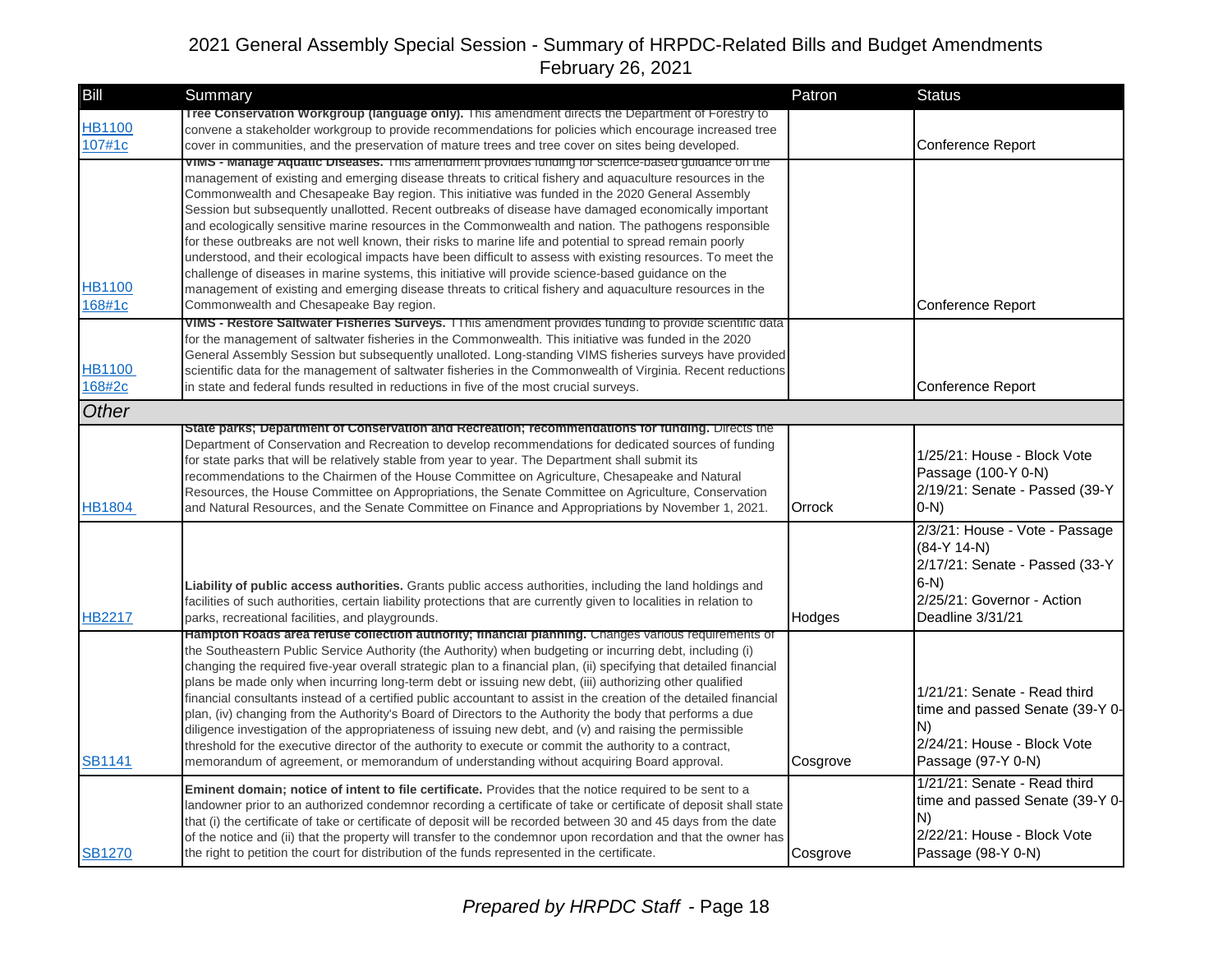# 2021 General Assembly Special Session - Summary of HRPDC-Related Bills and Budget Amendments
February 26, 2021

| Bill | Summary | Patron | Status |
|---|---|---|---|
| HB1100 107#1c | **Tree Conservation Workgroup (language only).** This amendment directs the Department of Forestry to convene a stakeholder workgroup to provide recommendations for policies which encourage increased tree cover in communities, and the preservation of mature trees and tree cover on sites being developed. | | Conference Report |
| HB1100 168#1c | **VIMS - Manage Aquatic Diseases.** This amendment provides funding for science-based guidance on the management of existing and emerging disease threats to critical fishery and aquaculture resources in the Commonwealth and Chesapeake Bay region. This initiative was funded in the 2020 General Assembly Session but subsequently unallotted. Recent outbreaks of disease have damaged economically important and ecologically sensitive marine resources in the Commonwealth and nation. The pathogens responsible for these outbreaks are not well known, their risks to marine life and potential to spread remain poorly understood, and their ecological impacts have been difficult to assess with existing resources. To meet the challenge of diseases in marine systems, this initiative will provide science-based guidance on the management of existing and emerging disease threats to critical fishery and aquaculture resources in the Commonwealth and Chesapeake Bay region. | | Conference Report |
| HB1100 168#2c | **VIMS - Restore Saltwater Fisheries Surveys.** TThis amendment provides funding to provide scientific data for the management of saltwater fisheries in the Commonwealth. This initiative was funded in the 2020 General Assembly Session but subsequently unalloted. Long-standing VIMS fisheries surveys have provided scientific data for the management of saltwater fisheries in the Commonwealth of Virginia. Recent reductions in state and federal funds resulted in reductions in five of the most crucial surveys. | | Conference Report |
| ***Other*** | | | |
| HB1804 | **State parks; Department of Conservation and Recreation; recommendations for funding.** Directs the Department of Conservation and Recreation to develop recommendations for dedicated sources of funding for state parks that will be relatively stable from year to year. The Department shall submit its recommendations to the Chairmen of the House Committee on Agriculture, Chesapeake and Natural Resources, the House Committee on Appropriations, the Senate Committee on Agriculture, Conservation and Natural Resources, and the Senate Committee on Finance and Appropriations by November 1, 2021. | Orrock | 1/25/21: House - Block Vote Passage (100-Y 0-N)<br>2/19/21: Senate - Passed (39-Y 0-N) |
| HB2217 | **Liability of public access authorities.** Grants public access authorities, including the land holdings and facilities of such authorities, certain liability protections that are currently given to localities in relation to parks, recreational facilities, and playgrounds. | Hodges | 2/3/21: House - Vote - Passage (84-Y 14-N)<br>2/17/21: Senate - Passed (33-Y 6-N)<br>2/25/21: Governor - Action Deadline 3/31/21 |
| SB1141 | **Hampton Roads area refuse collection authority; financial planning.** Changes various requirements of the Southeastern Public Service Authority (the Authority) when budgeting or incurring debt, including (i) changing the required five-year overall strategic plan to a financial plan, (ii) specifying that detailed financial plans be made only when incurring long-term debt or issuing new debt, (iii) authorizing other qualified financial consultants instead of a certified public accountant to assist in the creation of the detailed financial plan, (iv) changing from the Authority's Board of Directors to the Authority the body that performs a due diligence investigation of the appropriateness of issuing new debt, and (v) and raising the permissible threshold for the executive director of the authority to execute or commit the authority to a contract, memorandum of agreement, or memorandum of understanding without acquiring Board approval. | Cosgrove | 1/21/21: Senate - Read third time and passed Senate (39-Y 0-N)<br>2/24/21: House - Block Vote Passage (97-Y 0-N) |
| SB1270 | **Eminent domain; notice of intent to file certificate.** Provides that the notice required to be sent to a landowner prior to an authorized condemnor recording a certificate of take or certificate of deposit shall state that (i) the certificate of take or certificate of deposit will be recorded between 30 and 45 days from the date of the notice and (ii) that the property will transfer to the condemnor upon recordation and that the owner has the right to petition the court for distribution of the funds represented in the certificate. | Cosgrove | 1/21/21: Senate - Read third time and passed Senate (39-Y 0-N)<br>2/22/21: House - Block Vote Passage (98-Y 0-N) |

*Prepared by HRPDC Staff* - Page 18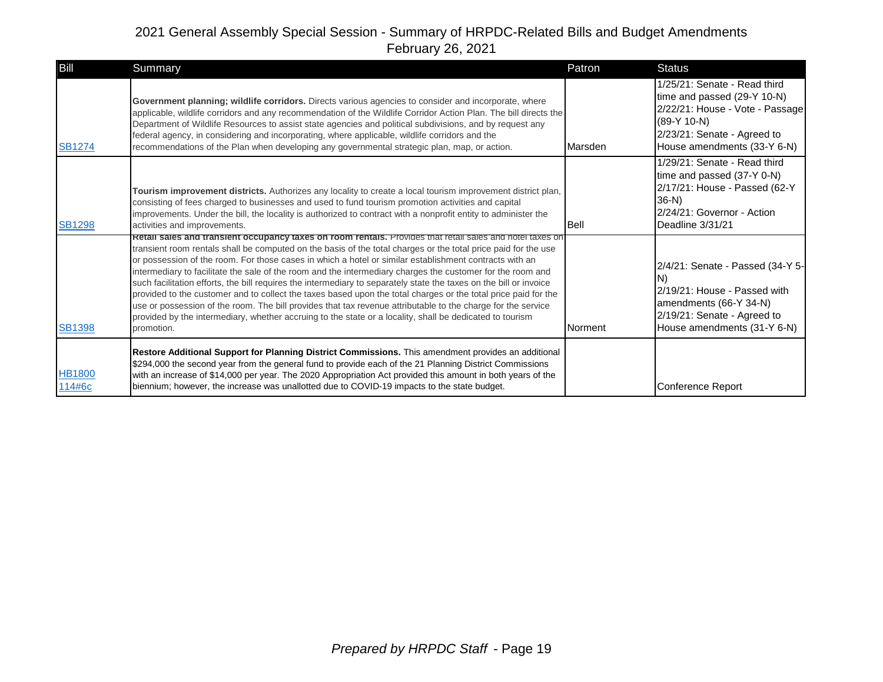# 2021 General Assembly Special Session - Summary of HRPDC-Related Bills and Budget Amendments

February 26, 2021

| Bill | Summary | Patron | Status |
|---|---|---|---|
| SB1274 | **Government planning; wildlife corridors.** Directs various agencies to consider and incorporate, where applicable, wildlife corridors and any recommendation of the Wildlife Corridor Action Plan. The bill directs the Department of Wildlife Resources to assist state agencies and political subdivisions, and by request any federal agency, in considering and incorporating, where applicable, wildlife corridors and the recommendations of the Plan when developing any governmental strategic plan, map, or action. | Marsden | 1/25/21: Senate - Read third time and passed (29-Y 10-N)<br>2/22/21: House - Vote - Passage (89-Y 10-N)<br>2/23/21: Senate - Agreed to House amendments (33-Y 6-N) |
| SB1298 | **Tourism improvement districts.** Authorizes any locality to create a local tourism improvement district plan, consisting of fees charged to businesses and used to fund tourism promotion activities and capital improvements. Under the bill, the locality is authorized to contract with a nonprofit entity to administer the activities and improvements. | Bell | 1/29/21: Senate - Read third time and passed (37-Y 0-N)<br>2/17/21: House - Passed (62-Y 36-N)<br>2/24/21: Governor - Action Deadline 3/31/21 |
| SB1398 | **Retail sales and transient occupancy taxes on room rentals.** Provides that retail sales and hotel taxes on transient room rentals shall be computed on the basis of the total charges or the total price paid for the use or possession of the room. For those cases in which a hotel or similar establishment contracts with an intermediary to facilitate the sale of the room and the intermediary charges the customer for the room and such facilitation efforts, the bill requires the intermediary to separately state the taxes on the bill or invoice provided to the customer and to collect the taxes based upon the total charges or the total price paid for the use or possession of the room. The bill provides that tax revenue attributable to the charge for the service provided by the intermediary, whether accruing to the state or a locality, shall be dedicated to tourism promotion. | Norment | 2/4/21: Senate - Passed (34-Y 5-N)<br>2/19/21: House - Passed with amendments (66-Y 34-N)<br>2/19/21: Senate - Agreed to House amendments (31-Y 6-N) |
| HB1800 114#6c | **Restore Additional Support for Planning District Commissions.** This amendment provides an additional $294,000 the second year from the general fund to provide each of the 21 Planning District Commissions with an increase of $14,000 per year. The 2020 Appropriation Act provided this amount in both years of the biennium; however, the increase was unallotted due to COVID-19 impacts to the state budget. | | Conference Report |

*Prepared by HRPDC Staff*